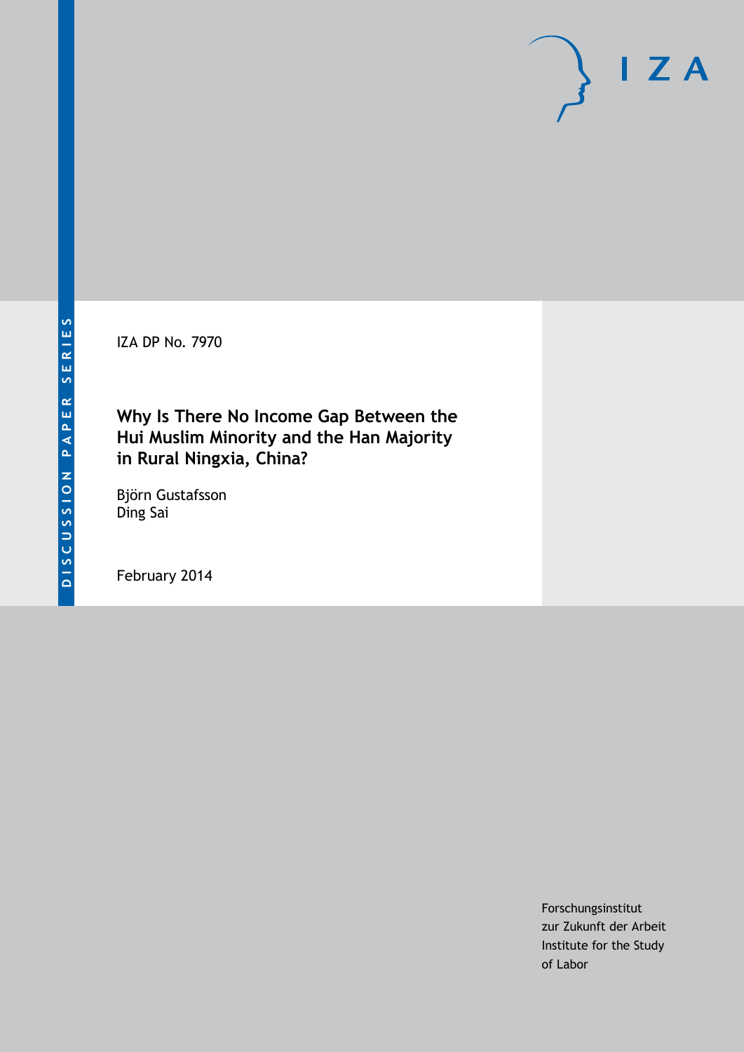DISCUSSION PAPER SERIES

IZA DP No. 7970

# Why Is There No Income Gap Between the Hui Muslim Minority and the Han Majority in Rural Ningxia, China?

Björn Gustafsson
Ding Sai

February 2014

Forschungsinstitut
zur Zukunft der Arbeit
Institute for the Study
of Labor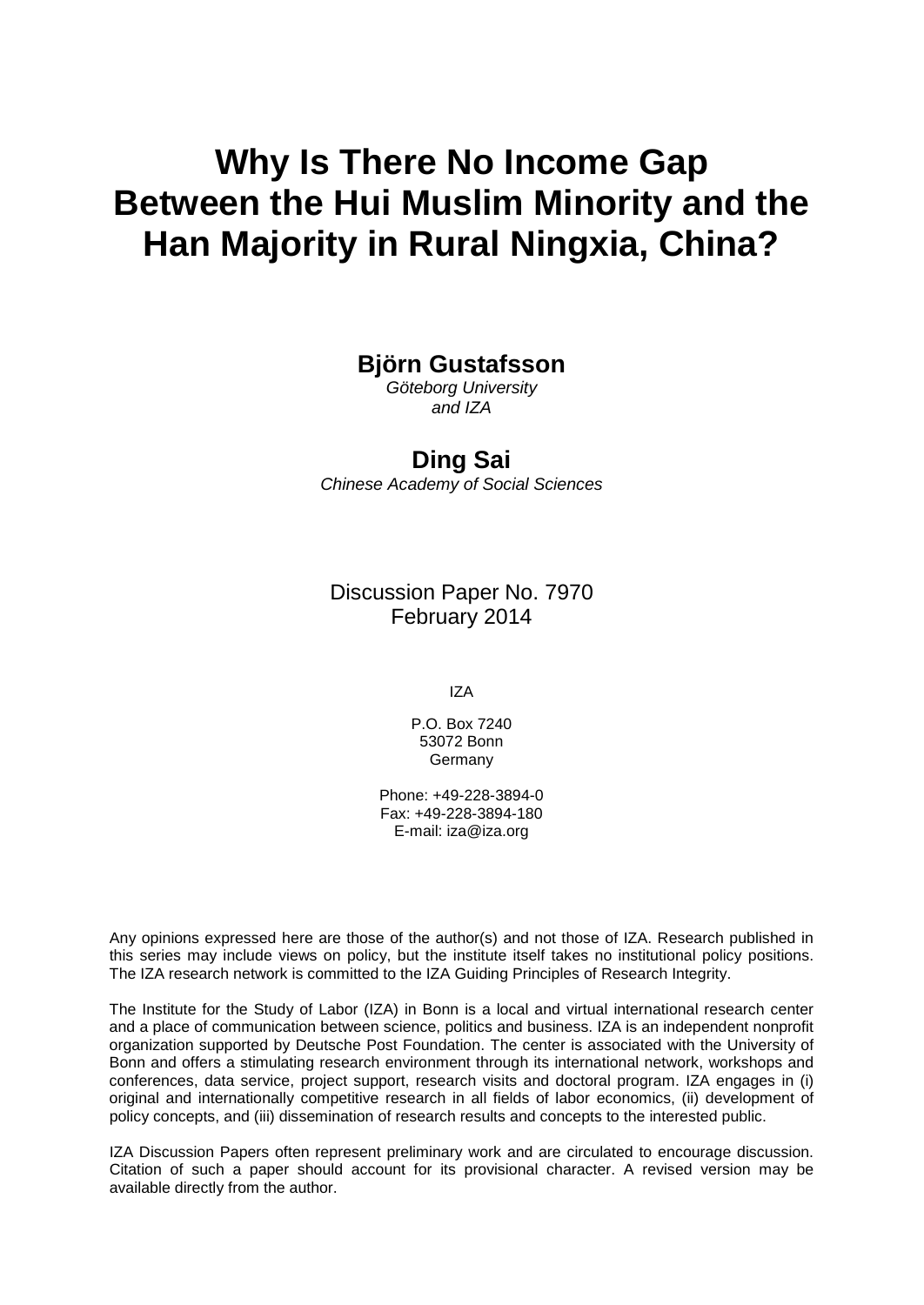# Why Is There No Income Gap Between the Hui Muslim Minority and the Han Majority in Rural Ningxia, China?

**Björn Gustafsson**
*Göteborg University*
*and IZA*

**Ding Sai**
*Chinese Academy of Social Sciences*

Discussion Paper No. 7970
February 2014

IZA

P.O. Box 7240
53072 Bonn
Germany

Phone: +49-228-3894-0
Fax: +49-228-3894-180
E-mail: iza@iza.org

Any opinions expressed here are those of the author(s) and not those of IZA. Research published in this series may include views on policy, but the institute itself takes no institutional policy positions. The IZA research network is committed to the IZA Guiding Principles of Research Integrity.

The Institute for the Study of Labor (IZA) in Bonn is a local and virtual international research center and a place of communication between science, politics and business. IZA is an independent nonprofit organization supported by Deutsche Post Foundation. The center is associated with the University of Bonn and offers a stimulating research environment through its international network, workshops and conferences, data service, project support, research visits and doctoral program. IZA engages in (i) original and internationally competitive research in all fields of labor economics, (ii) development of policy concepts, and (iii) dissemination of research results and concepts to the interested public.

IZA Discussion Papers often represent preliminary work and are circulated to encourage discussion. Citation of such a paper should account for its provisional character. A revised version may be available directly from the author.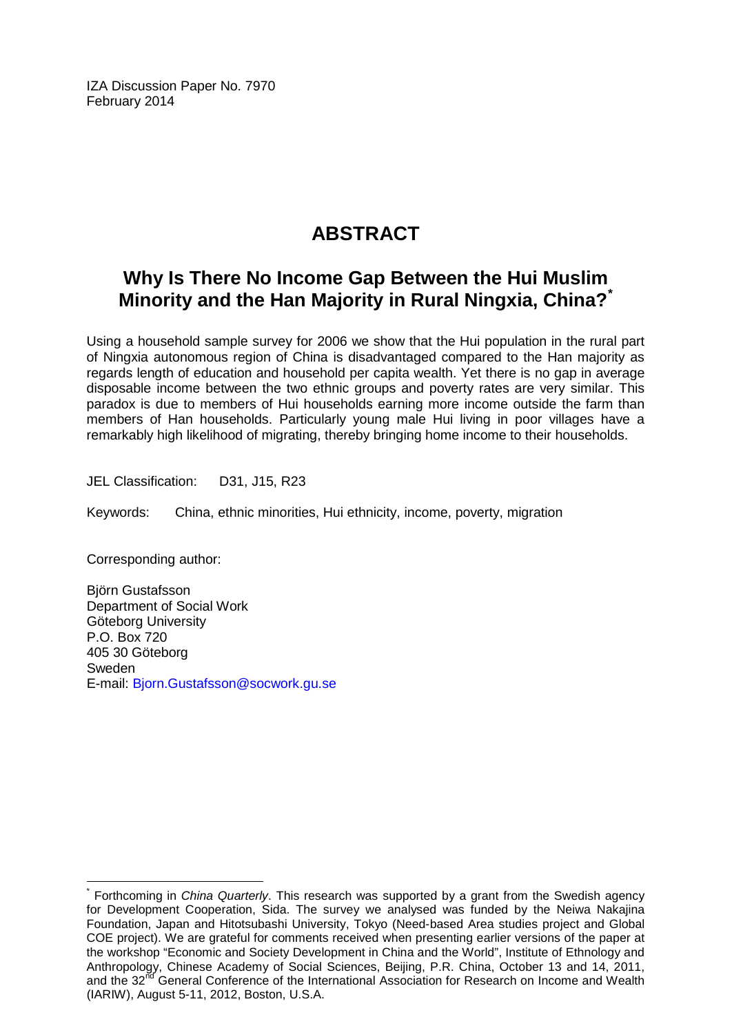IZA Discussion Paper No. 7970
February 2014

# ABSTRACT

## Why Is There No Income Gap Between the Hui Muslim Minority and the Han Majority in Rural Ningxia, China?*

Using a household sample survey for 2006 we show that the Hui population in the rural part of Ningxia autonomous region of China is disadvantaged compared to the Han majority as regards length of education and household per capita wealth. Yet there is no gap in average disposable income between the two ethnic groups and poverty rates are very similar. This paradox is due to members of Hui households earning more income outside the farm than members of Han households. Particularly young male Hui living in poor villages have a remarkably high likelihood of migrating, thereby bringing home income to their households.

JEL Classification: D31, J15, R23

Keywords: China, ethnic minorities, Hui ethnicity, income, poverty, migration

Corresponding author:

Björn Gustafsson
Department of Social Work
Göteborg University
P.O. Box 720
405 30 Göteborg
Sweden
E-mail: Bjorn.Gustafsson@socwork.gu.se

---

* Forthcoming in *China Quarterly*. This research was supported by a grant from the Swedish agency for Development Cooperation, Sida. The survey we analysed was funded by the Neiwa Nakajina Foundation, Japan and Hitotsubashi University, Tokyo (Need-based Area studies project and Global COE project). We are grateful for comments received when presenting earlier versions of the paper at the workshop "Economic and Society Development in China and the World", Institute of Ethnology and Anthropology, Chinese Academy of Social Sciences, Beijing, P.R. China, October 13 and 14, 2011, and the 32nd General Conference of the International Association for Research on Income and Wealth (IARIW), August 5-11, 2012, Boston, U.S.A.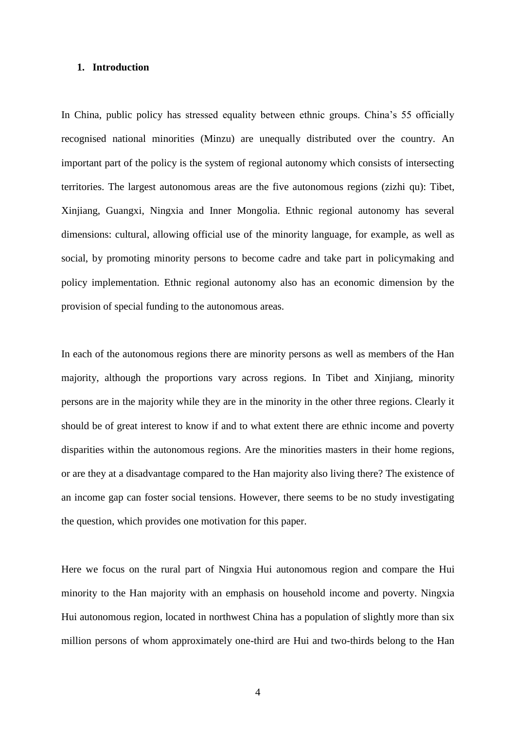## 1. Introduction

In China, public policy has stressed equality between ethnic groups. China's 55 officially recognised national minorities (Minzu) are unequally distributed over the country. An important part of the policy is the system of regional autonomy which consists of intersecting territories. The largest autonomous areas are the five autonomous regions (zizhi qu): Tibet, Xinjiang, Guangxi, Ningxia and Inner Mongolia. Ethnic regional autonomy has several dimensions: cultural, allowing official use of the minority language, for example, as well as social, by promoting minority persons to become cadre and take part in policymaking and policy implementation. Ethnic regional autonomy also has an economic dimension by the provision of special funding to the autonomous areas.

In each of the autonomous regions there are minority persons as well as members of the Han majority, although the proportions vary across regions. In Tibet and Xinjiang, minority persons are in the majority while they are in the minority in the other three regions. Clearly it should be of great interest to know if and to what extent there are ethnic income and poverty disparities within the autonomous regions. Are the minorities masters in their home regions, or are they at a disadvantage compared to the Han majority also living there? The existence of an income gap can foster social tensions. However, there seems to be no study investigating the question, which provides one motivation for this paper.

Here we focus on the rural part of Ningxia Hui autonomous region and compare the Hui minority to the Han majority with an emphasis on household income and poverty. Ningxia Hui autonomous region, located in northwest China has a population of slightly more than six million persons of whom approximately one-third are Hui and two-thirds belong to the Han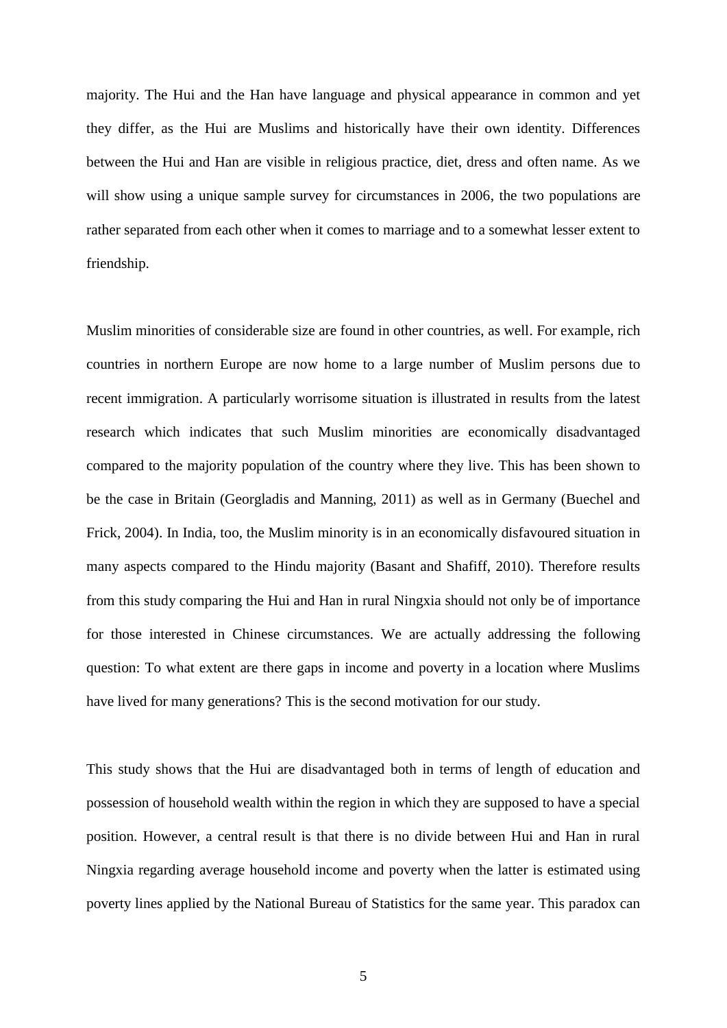majority. The Hui and the Han have language and physical appearance in common and yet they differ, as the Hui are Muslims and historically have their own identity. Differences between the Hui and Han are visible in religious practice, diet, dress and often name. As we will show using a unique sample survey for circumstances in 2006, the two populations are rather separated from each other when it comes to marriage and to a somewhat lesser extent to friendship.

Muslim minorities of considerable size are found in other countries, as well. For example, rich countries in northern Europe are now home to a large number of Muslim persons due to recent immigration. A particularly worrisome situation is illustrated in results from the latest research which indicates that such Muslim minorities are economically disadvantaged compared to the majority population of the country where they live. This has been shown to be the case in Britain (Georgladis and Manning, 2011) as well as in Germany (Buechel and Frick, 2004). In India, too, the Muslim minority is in an economically disfavoured situation in many aspects compared to the Hindu majority (Basant and Shafiff, 2010). Therefore results from this study comparing the Hui and Han in rural Ningxia should not only be of importance for those interested in Chinese circumstances. We are actually addressing the following question: To what extent are there gaps in income and poverty in a location where Muslims have lived for many generations? This is the second motivation for our study.

This study shows that the Hui are disadvantaged both in terms of length of education and possession of household wealth within the region in which they are supposed to have a special position. However, a central result is that there is no divide between Hui and Han in rural Ningxia regarding average household income and poverty when the latter is estimated using poverty lines applied by the National Bureau of Statistics for the same year. This paradox can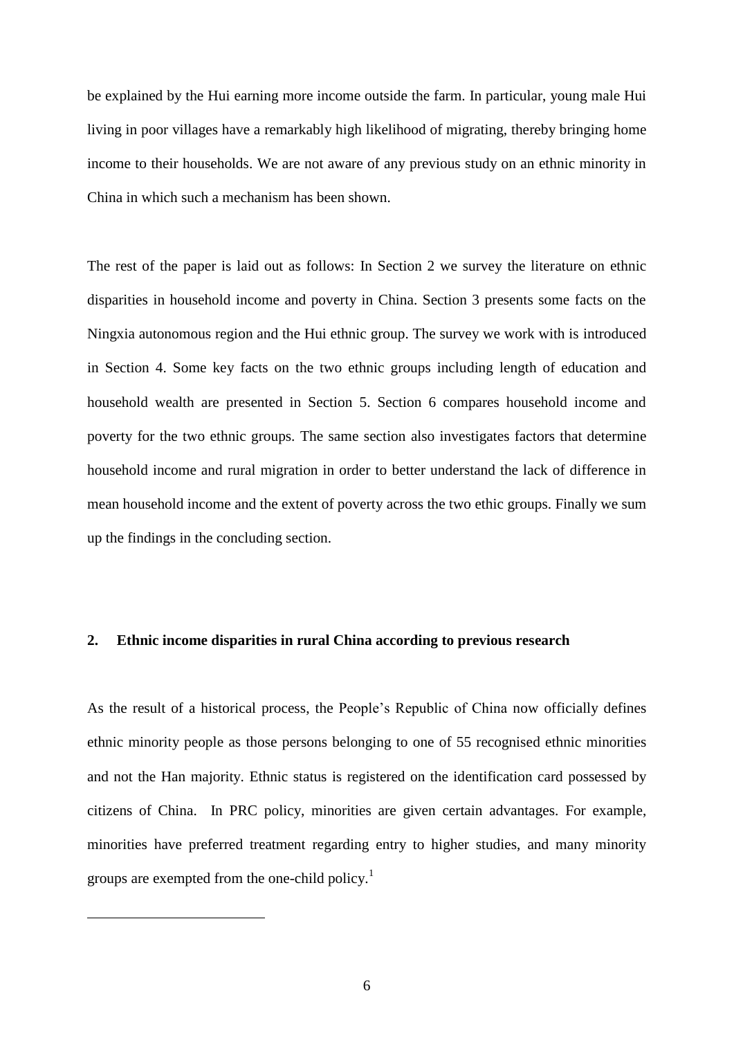be explained by the Hui earning more income outside the farm. In particular, young male Hui living in poor villages have a remarkably high likelihood of migrating, thereby bringing home income to their households. We are not aware of any previous study on an ethnic minority in China in which such a mechanism has been shown.

The rest of the paper is laid out as follows: In Section 2 we survey the literature on ethnic disparities in household income and poverty in China. Section 3 presents some facts on the Ningxia autonomous region and the Hui ethnic group. The survey we work with is introduced in Section 4. Some key facts on the two ethnic groups including length of education and household wealth are presented in Section 5. Section 6 compares household income and poverty for the two ethnic groups. The same section also investigates factors that determine household income and rural migration in order to better understand the lack of difference in mean household income and the extent of poverty across the two ethic groups. Finally we sum up the findings in the concluding section.

## 2. Ethnic income disparities in rural China according to previous research

As the result of a historical process, the People's Republic of China now officially defines ethnic minority people as those persons belonging to one of 55 recognised ethnic minorities and not the Han majority. Ethnic status is registered on the identification card possessed by citizens of China. In PRC policy, minorities are given certain advantages. For example, minorities have preferred treatment regarding entry to higher studies, and many minority groups are exempted from the one-child policy.[1]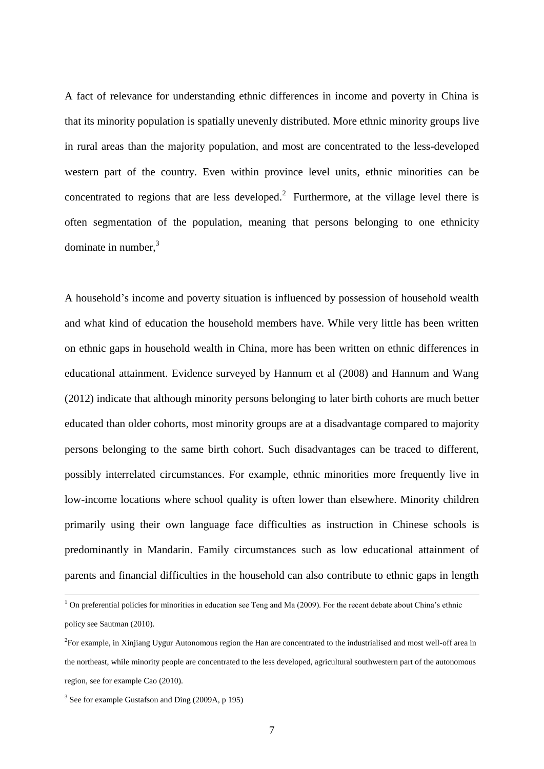A fact of relevance for understanding ethnic differences in income and poverty in China is that its minority population is spatially unevenly distributed. More ethnic minority groups live in rural areas than the majority population, and most are concentrated to the less-developed western part of the country. Even within province level units, ethnic minorities can be concentrated to regions that are less developed.[2] Furthermore, at the village level there is often segmentation of the population, meaning that persons belonging to one ethnicity dominate in number,[3]

A household's income and poverty situation is influenced by possession of household wealth and what kind of education the household members have. While very little has been written on ethnic gaps in household wealth in China, more has been written on ethnic differences in educational attainment. Evidence surveyed by Hannum et al (2008) and Hannum and Wang (2012) indicate that although minority persons belonging to later birth cohorts are much better educated than older cohorts, most minority groups are at a disadvantage compared to majority persons belonging to the same birth cohort. Such disadvantages can be traced to different, possibly interrelated circumstances. For example, ethnic minorities more frequently live in low-income locations where school quality is often lower than elsewhere. Minority children primarily using their own language face difficulties as instruction in Chinese schools is predominantly in Mandarin. Family circumstances such as low educational attainment of parents and financial difficulties in the household can also contribute to ethnic gaps in length

[1] On preferential policies for minorities in education see Teng and Ma (2009). For the recent debate about China's ethnic policy see Sautman (2010).

[2] For example, in Xinjiang Uygur Autonomous region the Han are concentrated to the industrialised and most well-off area in the northeast, while minority people are concentrated to the less developed, agricultural southwestern part of the autonomous region, see for example Cao (2010).

[3] See for example Gustafson and Ding (2009A, p 195)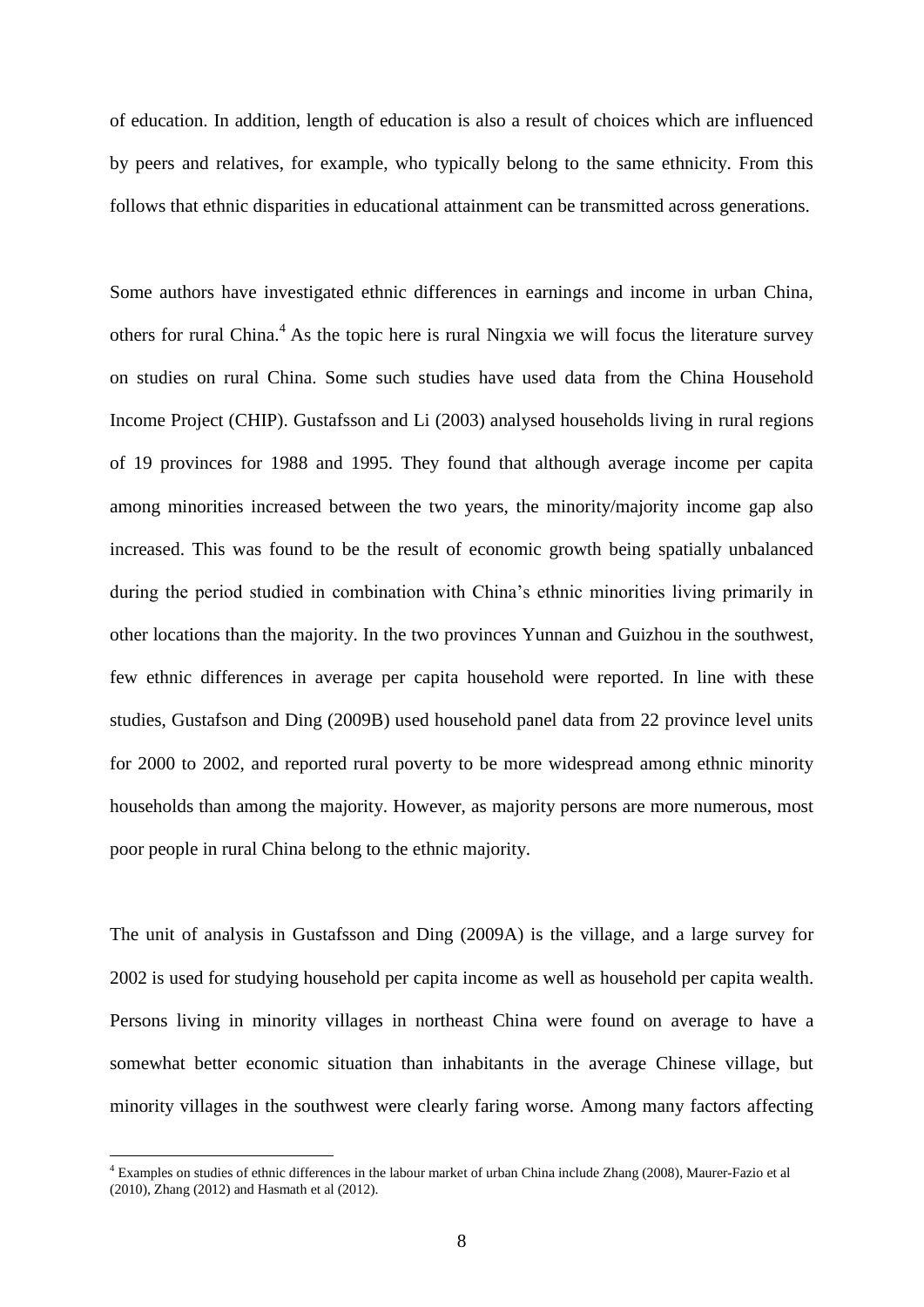of education. In addition, length of education is also a result of choices which are influenced by peers and relatives, for example, who typically belong to the same ethnicity. From this follows that ethnic disparities in educational attainment can be transmitted across generations.

Some authors have investigated ethnic differences in earnings and income in urban China, others for rural China.[4] As the topic here is rural Ningxia we will focus the literature survey on studies on rural China. Some such studies have used data from the China Household Income Project (CHIP). Gustafsson and Li (2003) analysed households living in rural regions of 19 provinces for 1988 and 1995. They found that although average income per capita among minorities increased between the two years, the minority/majority income gap also increased. This was found to be the result of economic growth being spatially unbalanced during the period studied in combination with China's ethnic minorities living primarily in other locations than the majority. In the two provinces Yunnan and Guizhou in the southwest, few ethnic differences in average per capita household were reported. In line with these studies, Gustafson and Ding (2009B) used household panel data from 22 province level units for 2000 to 2002, and reported rural poverty to be more widespread among ethnic minority households than among the majority. However, as majority persons are more numerous, most poor people in rural China belong to the ethnic majority.

The unit of analysis in Gustafsson and Ding (2009A) is the village, and a large survey for 2002 is used for studying household per capita income as well as household per capita wealth. Persons living in minority villages in northeast China were found on average to have a somewhat better economic situation than inhabitants in the average Chinese village, but minority villages in the southwest were clearly faring worse. Among many factors affecting

[4] Examples on studies of ethnic differences in the labour market of urban China include Zhang (2008), Maurer-Fazio et al (2010), Zhang (2012) and Hasmath et al (2012).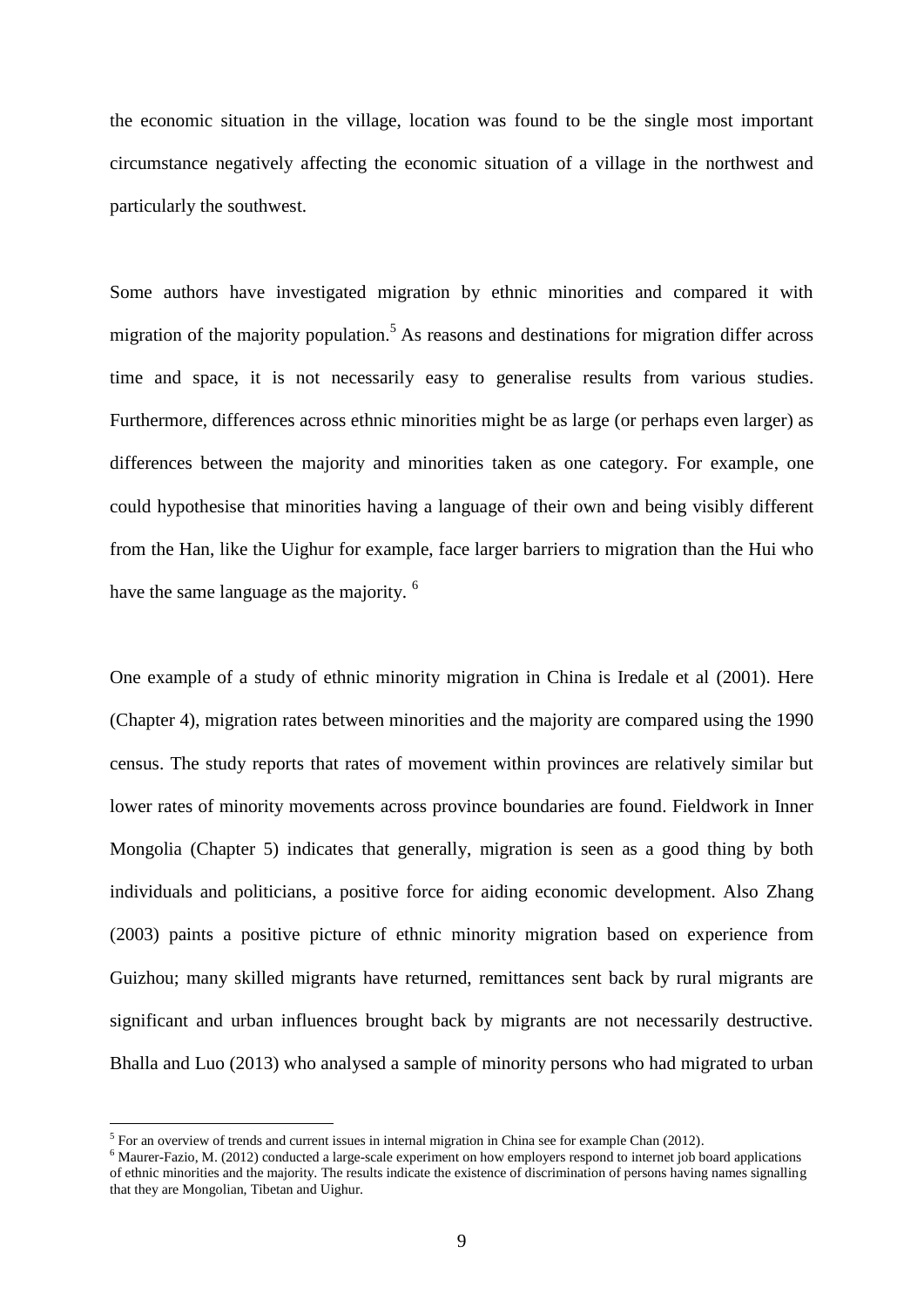the economic situation in the village, location was found to be the single most important circumstance negatively affecting the economic situation of a village in the northwest and particularly the southwest.

Some authors have investigated migration by ethnic minorities and compared it with migration of the majority population.[5] As reasons and destinations for migration differ across time and space, it is not necessarily easy to generalise results from various studies. Furthermore, differences across ethnic minorities might be as large (or perhaps even larger) as differences between the majority and minorities taken as one category. For example, one could hypothesise that minorities having a language of their own and being visibly different from the Han, like the Uighur for example, face larger barriers to migration than the Hui who have the same language as the majority. [6]

One example of a study of ethnic minority migration in China is Iredale et al (2001). Here (Chapter 4), migration rates between minorities and the majority are compared using the 1990 census. The study reports that rates of movement within provinces are relatively similar but lower rates of minority movements across province boundaries are found. Fieldwork in Inner Mongolia (Chapter 5) indicates that generally, migration is seen as a good thing by both individuals and politicians, a positive force for aiding economic development. Also Zhang (2003) paints a positive picture of ethnic minority migration based on experience from Guizhou; many skilled migrants have returned, remittances sent back by rural migrants are significant and urban influences brought back by migrants are not necessarily destructive. Bhalla and Luo (2013) who analysed a sample of minority persons who had migrated to urban

---

[5] For an overview of trends and current issues in internal migration in China see for example Chan (2012).

[6] Maurer-Fazio, M. (2012) conducted a large-scale experiment on how employers respond to internet job board applications of ethnic minorities and the majority. The results indicate the existence of discrimination of persons having names signalling that they are Mongolian, Tibetan and Uighur.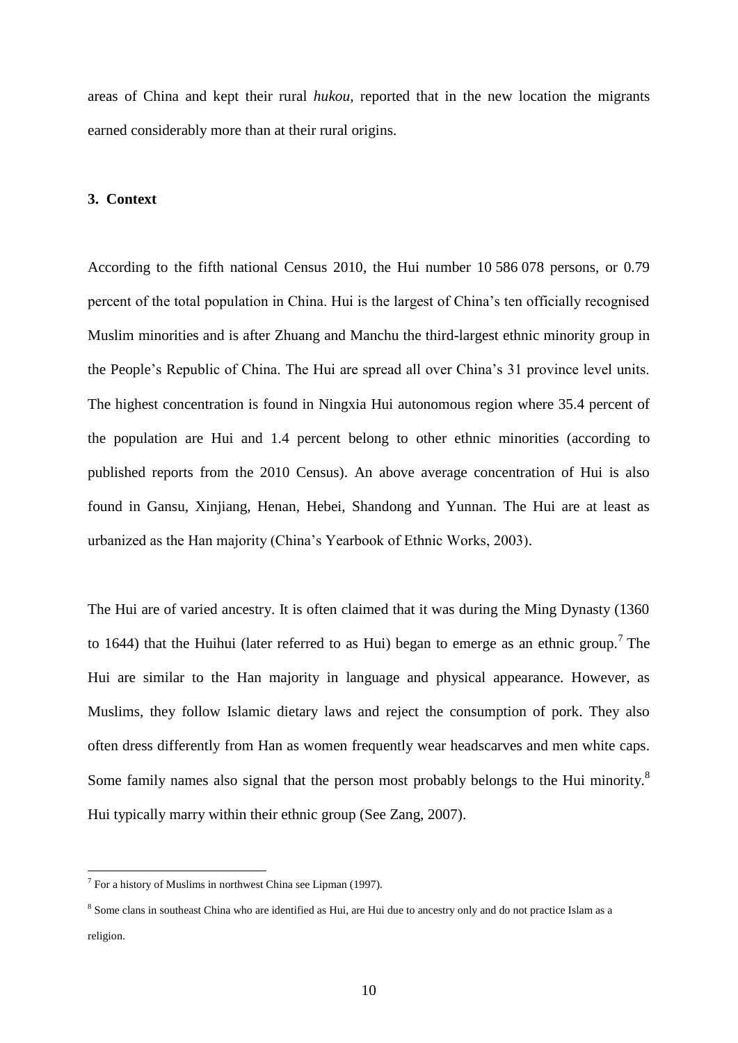areas of China and kept their rural *hukou*, reported that in the new location the migrants earned considerably more than at their rural origins.

## 3. Context

According to the fifth national Census 2010, the Hui number 10 586 078 persons, or 0.79 percent of the total population in China. Hui is the largest of China's ten officially recognised Muslim minorities and is after Zhuang and Manchu the third-largest ethnic minority group in the People's Republic of China. The Hui are spread all over China's 31 province level units. The highest concentration is found in Ningxia Hui autonomous region where 35.4 percent of the population are Hui and 1.4 percent belong to other ethnic minorities (according to published reports from the 2010 Census). An above average concentration of Hui is also found in Gansu, Xinjiang, Henan, Hebei, Shandong and Yunnan. The Hui are at least as urbanized as the Han majority (China's Yearbook of Ethnic Works, 2003).

The Hui are of varied ancestry. It is often claimed that it was during the Ming Dynasty (1360 to 1644) that the Huihui (later referred to as Hui) began to emerge as an ethnic group.[7] The Hui are similar to the Han majority in language and physical appearance. However, as Muslims, they follow Islamic dietary laws and reject the consumption of pork. They also often dress differently from Han as women frequently wear headscarves and men white caps. Some family names also signal that the person most probably belongs to the Hui minority.[8] Hui typically marry within their ethnic group (See Zang, 2007).

---

[7] For a history of Muslims in northwest China see Lipman (1997).

[8] Some clans in southeast China who are identified as Hui, are Hui due to ancestry only and do not practice Islam as a religion.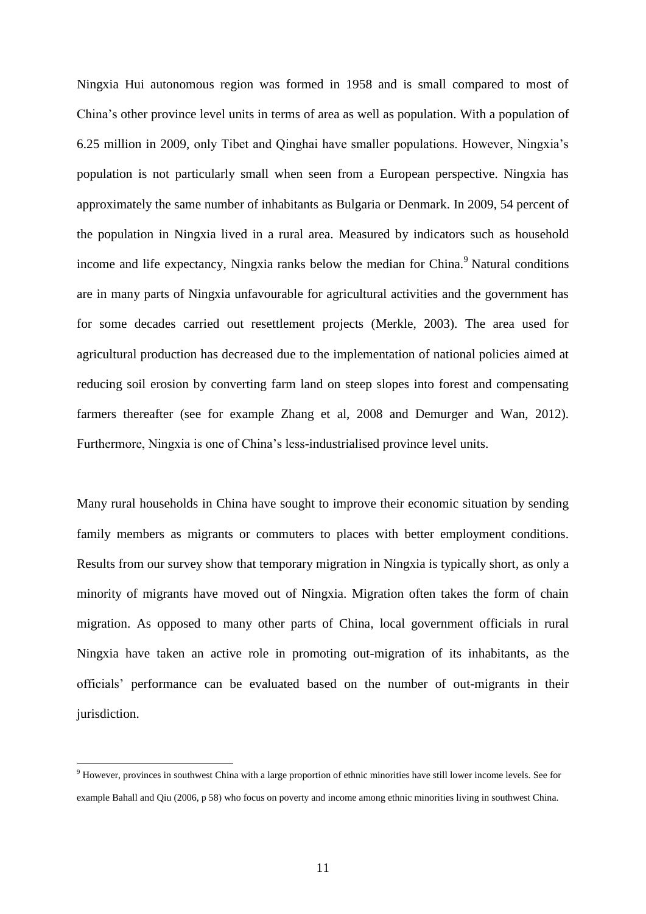Ningxia Hui autonomous region was formed in 1958 and is small compared to most of China's other province level units in terms of area as well as population. With a population of 6.25 million in 2009, only Tibet and Qinghai have smaller populations. However, Ningxia's population is not particularly small when seen from a European perspective. Ningxia has approximately the same number of inhabitants as Bulgaria or Denmark. In 2009, 54 percent of the population in Ningxia lived in a rural area. Measured by indicators such as household income and life expectancy, Ningxia ranks below the median for China.[9] Natural conditions are in many parts of Ningxia unfavourable for agricultural activities and the government has for some decades carried out resettlement projects (Merkle, 2003). The area used for agricultural production has decreased due to the implementation of national policies aimed at reducing soil erosion by converting farm land on steep slopes into forest and compensating farmers thereafter (see for example Zhang et al, 2008 and Demurger and Wan, 2012). Furthermore, Ningxia is one of China's less-industrialised province level units.

Many rural households in China have sought to improve their economic situation by sending family members as migrants or commuters to places with better employment conditions. Results from our survey show that temporary migration in Ningxia is typically short, as only a minority of migrants have moved out of Ningxia. Migration often takes the form of chain migration. As opposed to many other parts of China, local government officials in rural Ningxia have taken an active role in promoting out-migration of its inhabitants, as the officials' performance can be evaluated based on the number of out-migrants in their jurisdiction.

[9] However, provinces in southwest China with a large proportion of ethnic minorities have still lower income levels. See for example Bahall and Qiu (2006, p 58) who focus on poverty and income among ethnic minorities living in southwest China.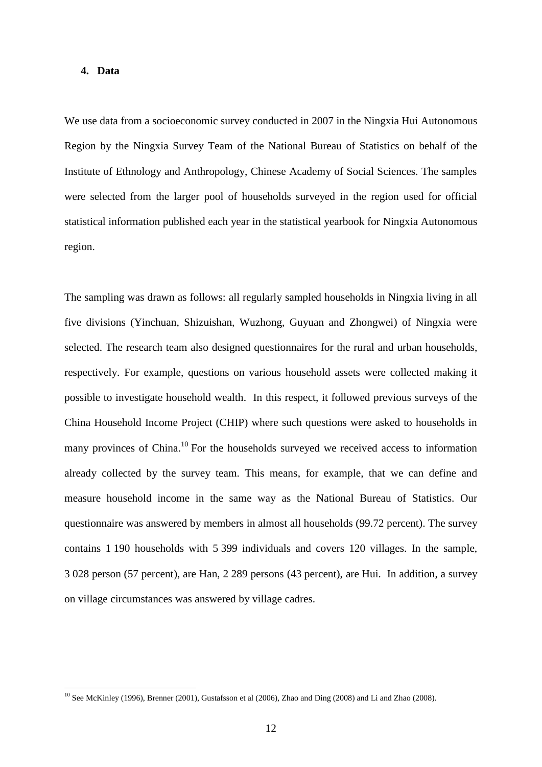## 4. Data

We use data from a socioeconomic survey conducted in 2007 in the Ningxia Hui Autonomous Region by the Ningxia Survey Team of the National Bureau of Statistics on behalf of the Institute of Ethnology and Anthropology, Chinese Academy of Social Sciences. The samples were selected from the larger pool of households surveyed in the region used for official statistical information published each year in the statistical yearbook for Ningxia Autonomous region.

The sampling was drawn as follows: all regularly sampled households in Ningxia living in all five divisions (Yinchuan, Shizuishan, Wuzhong, Guyuan and Zhongwei) of Ningxia were selected. The research team also designed questionnaires for the rural and urban households, respectively. For example, questions on various household assets were collected making it possible to investigate household wealth. In this respect, it followed previous surveys of the China Household Income Project (CHIP) where such questions were asked to households in many provinces of China.[10] For the households surveyed we received access to information already collected by the survey team. This means, for example, that we can define and measure household income in the same way as the National Bureau of Statistics. Our questionnaire was answered by members in almost all households (99.72 percent). The survey contains 1 190 households with 5 399 individuals and covers 120 villages. In the sample, 3 028 person (57 percent), are Han, 2 289 persons (43 percent), are Hui. In addition, a survey on village circumstances was answered by village cadres.

[10] See McKinley (1996), Brenner (2001), Gustafsson et al (2006), Zhao and Ding (2008) and Li and Zhao (2008).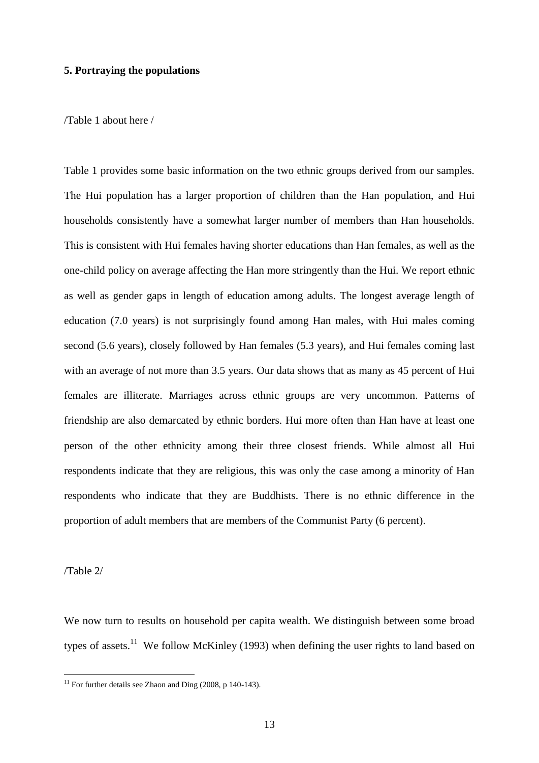## 5. Portraying the populations

/Table 1 about here /

Table 1 provides some basic information on the two ethnic groups derived from our samples. The Hui population has a larger proportion of children than the Han population, and Hui households consistently have a somewhat larger number of members than Han households. This is consistent with Hui females having shorter educations than Han females, as well as the one-child policy on average affecting the Han more stringently than the Hui. We report ethnic as well as gender gaps in length of education among adults. The longest average length of education (7.0 years) is not surprisingly found among Han males, with Hui males coming second (5.6 years), closely followed by Han females (5.3 years), and Hui females coming last with an average of not more than 3.5 years. Our data shows that as many as 45 percent of Hui females are illiterate. Marriages across ethnic groups are very uncommon. Patterns of friendship are also demarcated by ethnic borders. Hui more often than Han have at least one person of the other ethnicity among their three closest friends. While almost all Hui respondents indicate that they are religious, this was only the case among a minority of Han respondents who indicate that they are Buddhists. There is no ethnic difference in the proportion of adult members that are members of the Communist Party (6 percent).

/Table 2/

We now turn to results on household per capita wealth. We distinguish between some broad types of assets.[11] We follow McKinley (1993) when defining the user rights to land based on

[11] For further details see Zhaon and Ding (2008, p 140-143).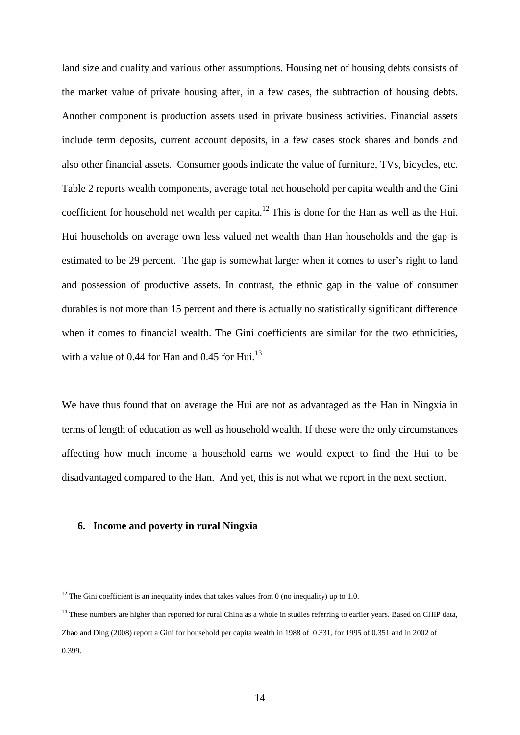land size and quality and various other assumptions. Housing net of housing debts consists of the market value of private housing after, in a few cases, the subtraction of housing debts. Another component is production assets used in private business activities. Financial assets include term deposits, current account deposits, in a few cases stock shares and bonds and also other financial assets. Consumer goods indicate the value of furniture, TVs, bicycles, etc. Table 2 reports wealth components, average total net household per capita wealth and the Gini coefficient for household net wealth per capita.[12] This is done for the Han as well as the Hui. Hui households on average own less valued net wealth than Han households and the gap is estimated to be 29 percent. The gap is somewhat larger when it comes to user's right to land and possession of productive assets. In contrast, the ethnic gap in the value of consumer durables is not more than 15 percent and there is actually no statistically significant difference when it comes to financial wealth. The Gini coefficients are similar for the two ethnicities, with a value of 0.44 for Han and 0.45 for Hui.[13]

We have thus found that on average the Hui are not as advantaged as the Han in Ningxia in terms of length of education as well as household wealth. If these were the only circumstances affecting how much income a household earns we would expect to find the Hui to be disadvantaged compared to the Han. And yet, this is not what we report in the next section.

## 6. Income and poverty in rural Ningxia

[12] The Gini coefficient is an inequality index that takes values from 0 (no inequality) up to 1.0.

[13] These numbers are higher than reported for rural China as a whole in studies referring to earlier years. Based on CHIP data, Zhao and Ding (2008) report a Gini for household per capita wealth in 1988 of 0.331, for 1995 of 0.351 and in 2002 of 0.399.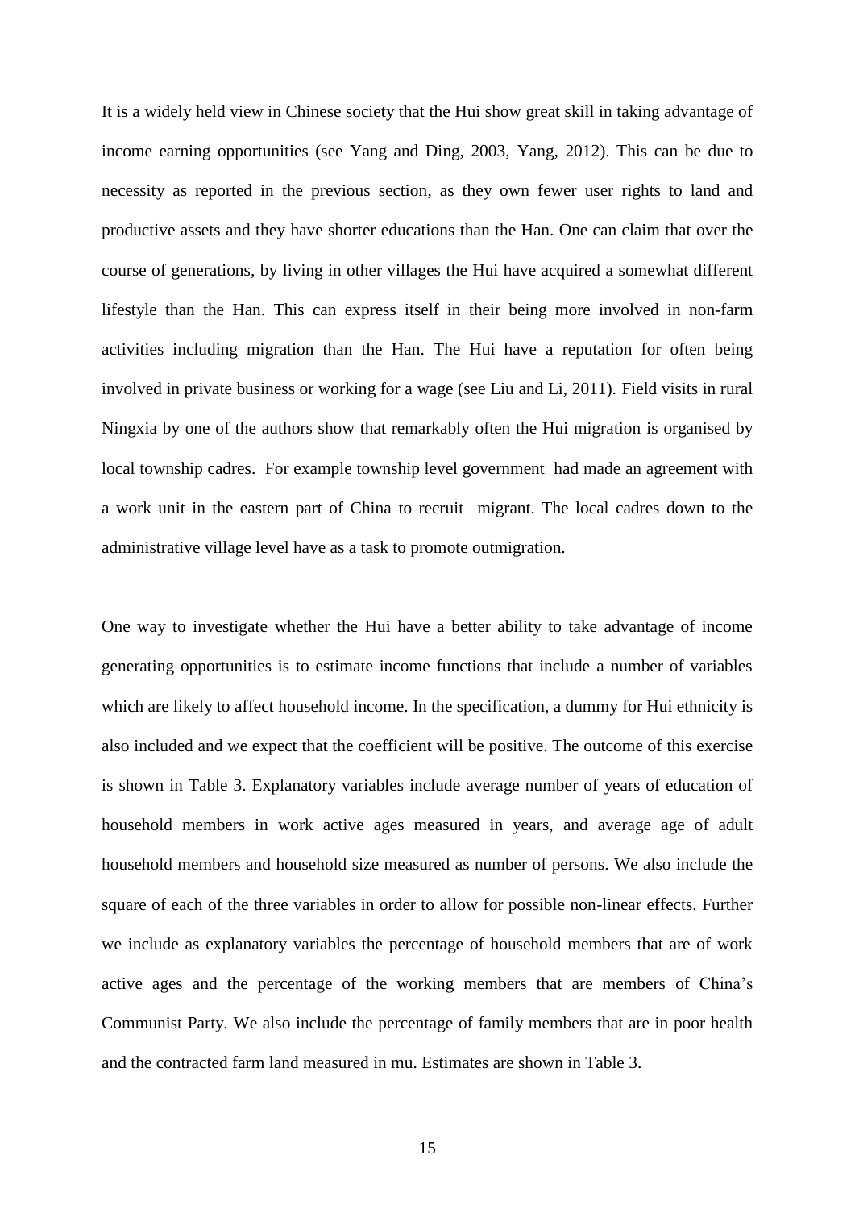It is a widely held view in Chinese society that the Hui show great skill in taking advantage of income earning opportunities (see Yang and Ding, 2003, Yang, 2012). This can be due to necessity as reported in the previous section, as they own fewer user rights to land and productive assets and they have shorter educations than the Han. One can claim that over the course of generations, by living in other villages the Hui have acquired a somewhat different lifestyle than the Han. This can express itself in their being more involved in non-farm activities including migration than the Han. The Hui have a reputation for often being involved in private business or working for a wage (see Liu and Li, 2011). Field visits in rural Ningxia by one of the authors show that remarkably often the Hui migration is organised by local township cadres. For example township level government had made an agreement with a work unit in the eastern part of China to recruit migrant. The local cadres down to the administrative village level have as a task to promote outmigration.

One way to investigate whether the Hui have a better ability to take advantage of income generating opportunities is to estimate income functions that include a number of variables which are likely to affect household income. In the specification, a dummy for Hui ethnicity is also included and we expect that the coefficient will be positive. The outcome of this exercise is shown in Table 3. Explanatory variables include average number of years of education of household members in work active ages measured in years, and average age of adult household members and household size measured as number of persons. We also include the square of each of the three variables in order to allow for possible non-linear effects. Further we include as explanatory variables the percentage of household members that are of work active ages and the percentage of the working members that are members of China's Communist Party. We also include the percentage of family members that are in poor health and the contracted farm land measured in mu. Estimates are shown in Table 3.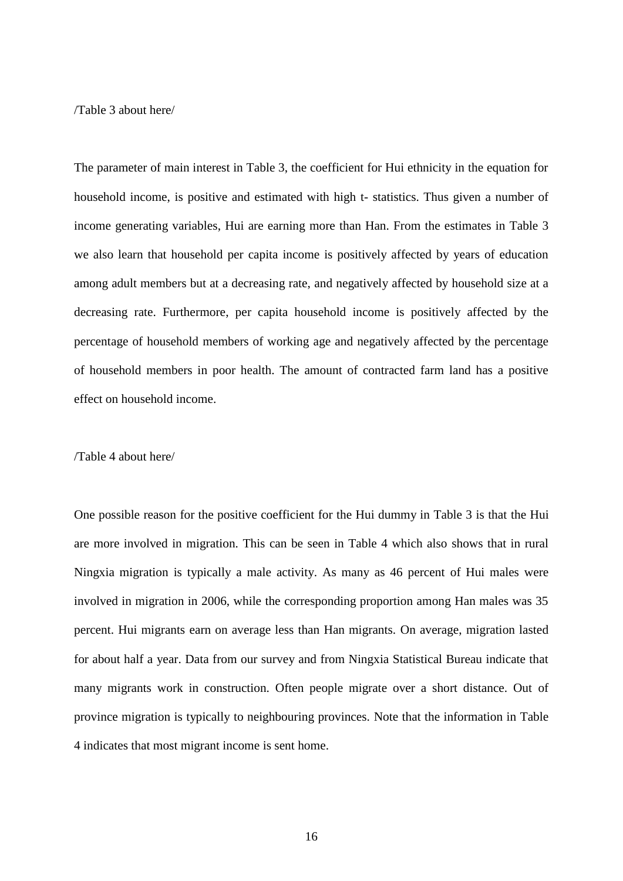/Table 3 about here/

The parameter of main interest in Table 3, the coefficient for Hui ethnicity in the equation for household income, is positive and estimated with high t- statistics. Thus given a number of income generating variables, Hui are earning more than Han. From the estimates in Table 3 we also learn that household per capita income is positively affected by years of education among adult members but at a decreasing rate, and negatively affected by household size at a decreasing rate. Furthermore, per capita household income is positively affected by the percentage of household members of working age and negatively affected by the percentage of household members in poor health. The amount of contracted farm land has a positive effect on household income.

/Table 4 about here/

One possible reason for the positive coefficient for the Hui dummy in Table 3 is that the Hui are more involved in migration. This can be seen in Table 4 which also shows that in rural Ningxia migration is typically a male activity. As many as 46 percent of Hui males were involved in migration in 2006, while the corresponding proportion among Han males was 35 percent. Hui migrants earn on average less than Han migrants. On average, migration lasted for about half a year. Data from our survey and from Ningxia Statistical Bureau indicate that many migrants work in construction. Often people migrate over a short distance. Out of province migration is typically to neighbouring provinces. Note that the information in Table 4 indicates that most migrant income is sent home.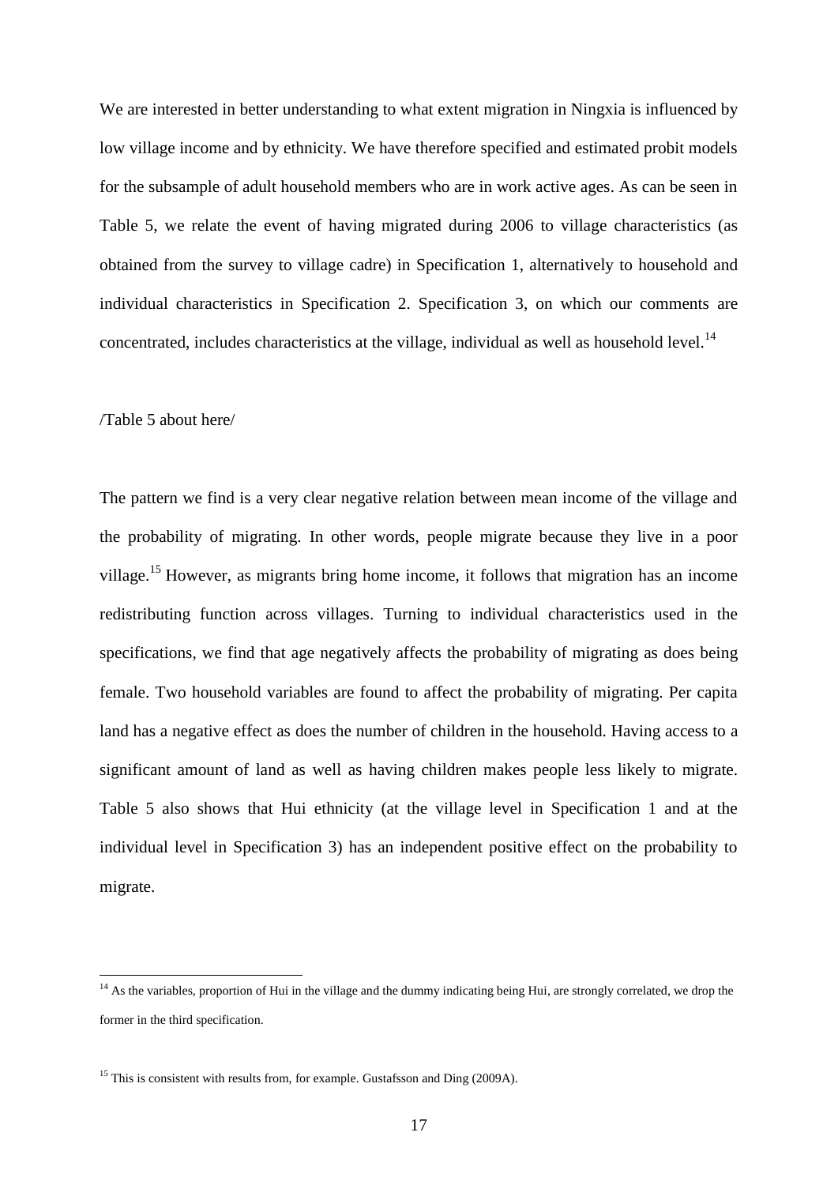We are interested in better understanding to what extent migration in Ningxia is influenced by low village income and by ethnicity. We have therefore specified and estimated probit models for the subsample of adult household members who are in work active ages. As can be seen in Table 5, we relate the event of having migrated during 2006 to village characteristics (as obtained from the survey to village cadre) in Specification 1, alternatively to household and individual characteristics in Specification 2. Specification 3, on which our comments are concentrated, includes characteristics at the village, individual as well as household level.[14]

/Table 5 about here/

The pattern we find is a very clear negative relation between mean income of the village and the probability of migrating. In other words, people migrate because they live in a poor village.[15] However, as migrants bring home income, it follows that migration has an income redistributing function across villages. Turning to individual characteristics used in the specifications, we find that age negatively affects the probability of migrating as does being female. Two household variables are found to affect the probability of migrating. Per capita land has a negative effect as does the number of children in the household. Having access to a significant amount of land as well as having children makes people less likely to migrate. Table 5 also shows that Hui ethnicity (at the village level in Specification 1 and at the individual level in Specification 3) has an independent positive effect on the probability to migrate.

---

[14] As the variables, proportion of Hui in the village and the dummy indicating being Hui, are strongly correlated, we drop the former in the third specification.

[15] This is consistent with results from, for example. Gustafsson and Ding (2009A).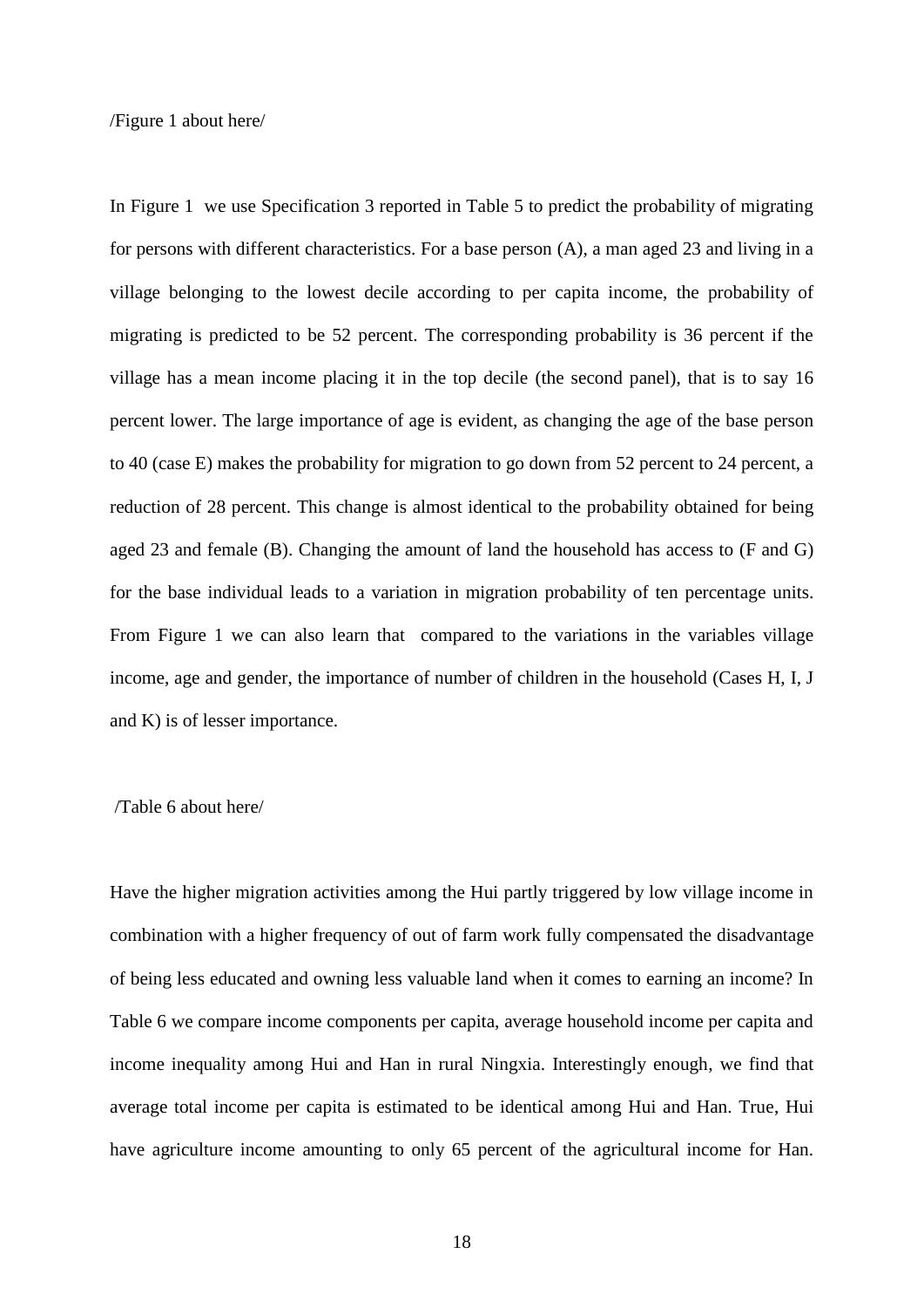/Figure 1 about here/

In Figure 1 we use Specification 3 reported in Table 5 to predict the probability of migrating for persons with different characteristics. For a base person (A), a man aged 23 and living in a village belonging to the lowest decile according to per capita income, the probability of migrating is predicted to be 52 percent. The corresponding probability is 36 percent if the village has a mean income placing it in the top decile (the second panel), that is to say 16 percent lower. The large importance of age is evident, as changing the age of the base person to 40 (case E) makes the probability for migration to go down from 52 percent to 24 percent, a reduction of 28 percent. This change is almost identical to the probability obtained for being aged 23 and female (B). Changing the amount of land the household has access to (F and G) for the base individual leads to a variation in migration probability of ten percentage units. From Figure 1 we can also learn that compared to the variations in the variables village income, age and gender, the importance of number of children in the household (Cases H, I, J and K) is of lesser importance.

/Table 6 about here/

Have the higher migration activities among the Hui partly triggered by low village income in combination with a higher frequency of out of farm work fully compensated the disadvantage of being less educated and owning less valuable land when it comes to earning an income? In Table 6 we compare income components per capita, average household income per capita and income inequality among Hui and Han in rural Ningxia. Interestingly enough, we find that average total income per capita is estimated to be identical among Hui and Han. True, Hui have agriculture income amounting to only 65 percent of the agricultural income for Han.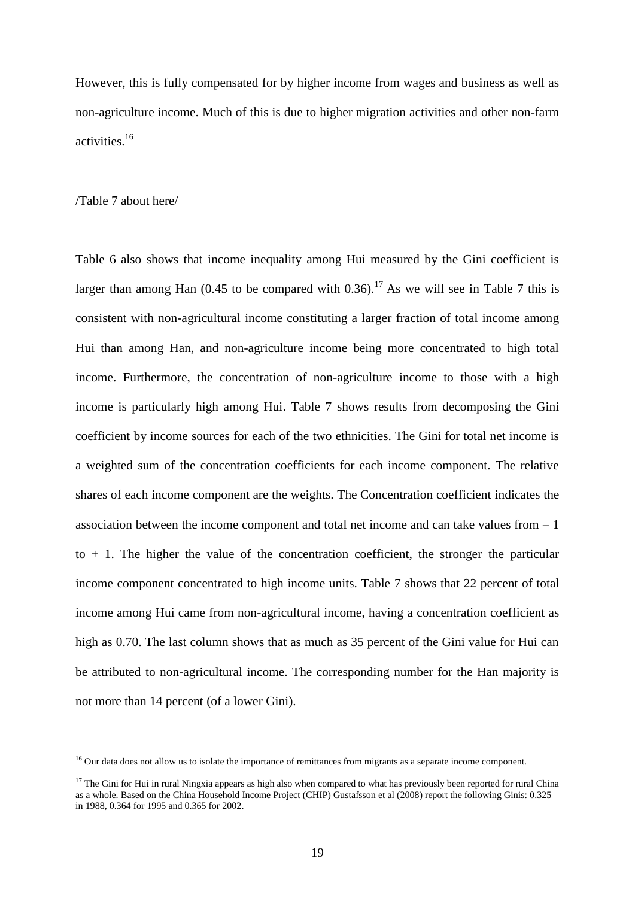However, this is fully compensated for by higher income from wages and business as well as non-agriculture income. Much of this is due to higher migration activities and other non-farm activities.[16]

/Table 7 about here/

Table 6 also shows that income inequality among Hui measured by the Gini coefficient is larger than among Han (0.45 to be compared with 0.36).[17] As we will see in Table 7 this is consistent with non-agricultural income constituting a larger fraction of total income among Hui than among Han, and non-agriculture income being more concentrated to high total income. Furthermore, the concentration of non-agriculture income to those with a high income is particularly high among Hui. Table 7 shows results from decomposing the Gini coefficient by income sources for each of the two ethnicities. The Gini for total net income is a weighted sum of the concentration coefficients for each income component. The relative shares of each income component are the weights. The Concentration coefficient indicates the association between the income component and total net income and can take values from – 1 to + 1. The higher the value of the concentration coefficient, the stronger the particular income component concentrated to high income units. Table 7 shows that 22 percent of total income among Hui came from non-agricultural income, having a concentration coefficient as high as 0.70. The last column shows that as much as 35 percent of the Gini value for Hui can be attributed to non-agricultural income. The corresponding number for the Han majority is not more than 14 percent (of a lower Gini).

[16] Our data does not allow us to isolate the importance of remittances from migrants as a separate income component.

[17] The Gini for Hui in rural Ningxia appears as high also when compared to what has previously been reported for rural China as a whole. Based on the China Household Income Project (CHIP) Gustafsson et al (2008) report the following Ginis: 0.325 in 1988, 0.364 for 1995 and 0.365 for 2002.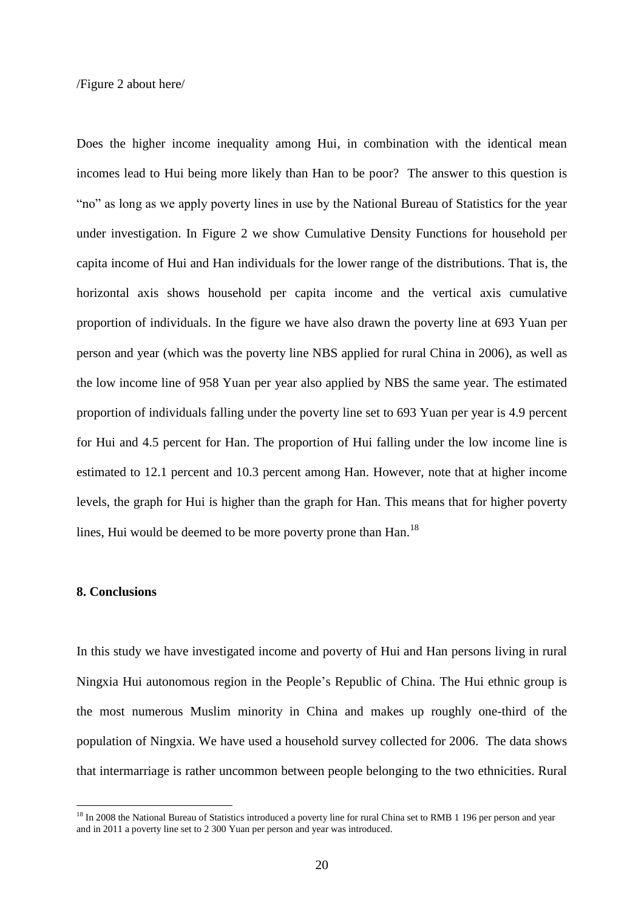/Figure 2 about here/

Does the higher income inequality among Hui, in combination with the identical mean incomes lead to Hui being more likely than Han to be poor? The answer to this question is "no" as long as we apply poverty lines in use by the National Bureau of Statistics for the year under investigation. In Figure 2 we show Cumulative Density Functions for household per capita income of Hui and Han individuals for the lower range of the distributions. That is, the horizontal axis shows household per capita income and the vertical axis cumulative proportion of individuals. In the figure we have also drawn the poverty line at 693 Yuan per person and year (which was the poverty line NBS applied for rural China in 2006), as well as the low income line of 958 Yuan per year also applied by NBS the same year. The estimated proportion of individuals falling under the poverty line set to 693 Yuan per year is 4.9 percent for Hui and 4.5 percent for Han. The proportion of Hui falling under the low income line is estimated to 12.1 percent and 10.3 percent among Han. However, note that at higher income levels, the graph for Hui is higher than the graph for Han. This means that for higher poverty lines, Hui would be deemed to be more poverty prone than Han.[18]

## 8. Conclusions

In this study we have investigated income and poverty of Hui and Han persons living in rural Ningxia Hui autonomous region in the People's Republic of China. The Hui ethnic group is the most numerous Muslim minority in China and makes up roughly one-third of the population of Ningxia. We have used a household survey collected for 2006. The data shows that intermarriage is rather uncommon between people belonging to the two ethnicities. Rural

[18] In 2008 the National Bureau of Statistics introduced a poverty line for rural China set to RMB 1 196 per person and year and in 2011 a poverty line set to 2 300 Yuan per person and year was introduced.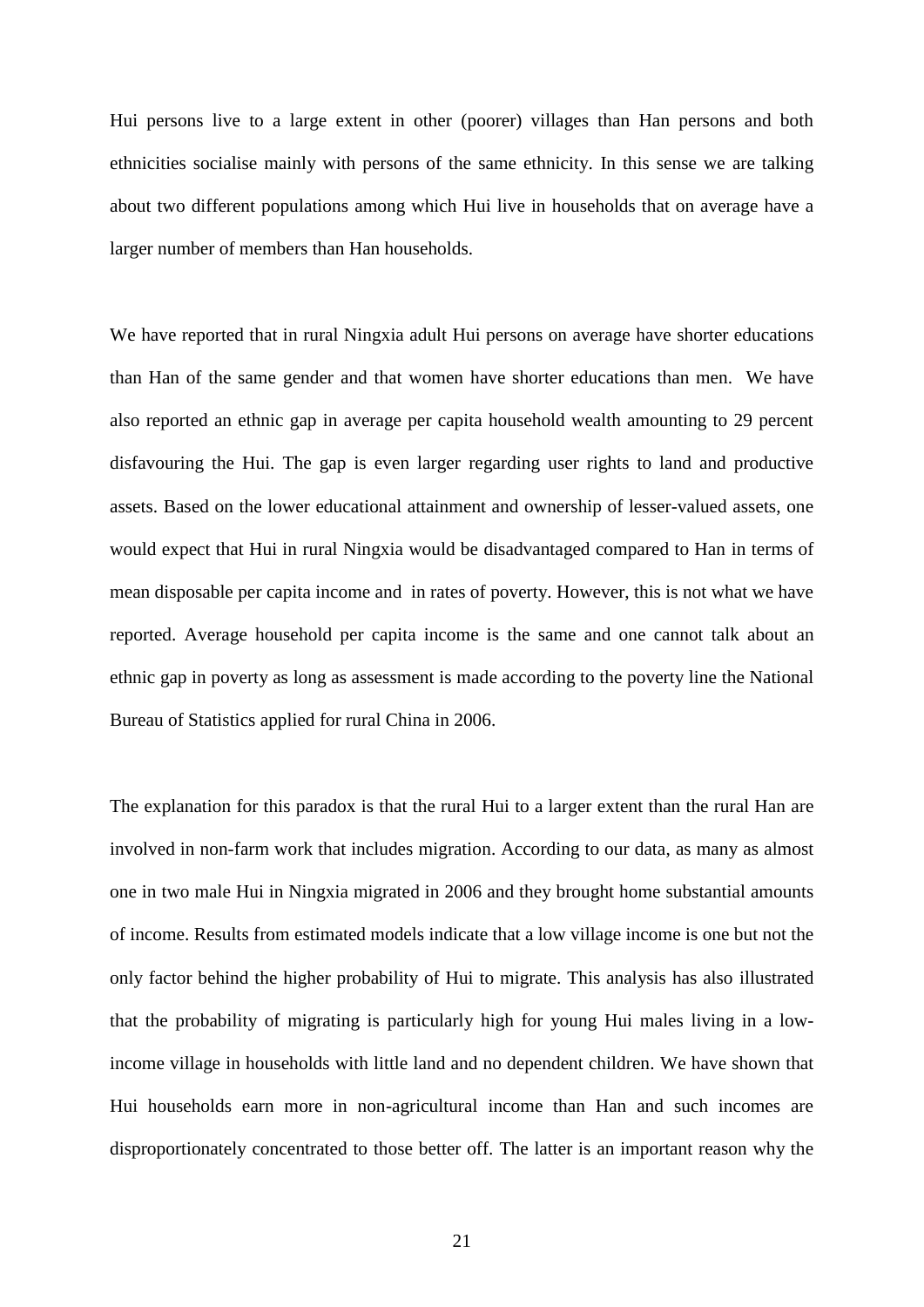Hui persons live to a large extent in other (poorer) villages than Han persons and both ethnicities socialise mainly with persons of the same ethnicity. In this sense we are talking about two different populations among which Hui live in households that on average have a larger number of members than Han households.

We have reported that in rural Ningxia adult Hui persons on average have shorter educations than Han of the same gender and that women have shorter educations than men. We have also reported an ethnic gap in average per capita household wealth amounting to 29 percent disfavouring the Hui. The gap is even larger regarding user rights to land and productive assets. Based on the lower educational attainment and ownership of lesser-valued assets, one would expect that Hui in rural Ningxia would be disadvantaged compared to Han in terms of mean disposable per capita income and in rates of poverty. However, this is not what we have reported. Average household per capita income is the same and one cannot talk about an ethnic gap in poverty as long as assessment is made according to the poverty line the National Bureau of Statistics applied for rural China in 2006.

The explanation for this paradox is that the rural Hui to a larger extent than the rural Han are involved in non-farm work that includes migration. According to our data, as many as almost one in two male Hui in Ningxia migrated in 2006 and they brought home substantial amounts of income. Results from estimated models indicate that a low village income is one but not the only factor behind the higher probability of Hui to migrate. This analysis has also illustrated that the probability of migrating is particularly high for young Hui males living in a low-income village in households with little land and no dependent children. We have shown that Hui households earn more in non-agricultural income than Han and such incomes are disproportionately concentrated to those better off. The latter is an important reason why the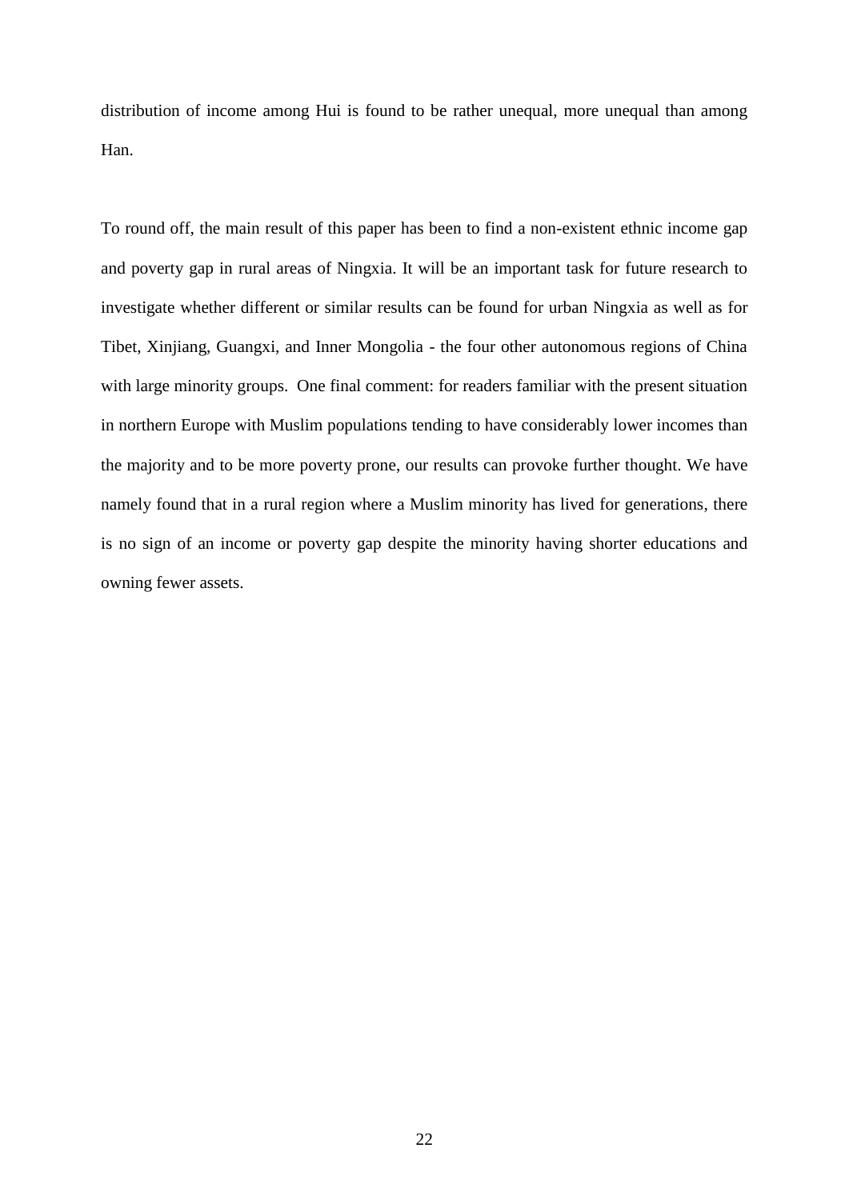distribution of income among Hui is found to be rather unequal, more unequal than among Han.

To round off, the main result of this paper has been to find a non-existent ethnic income gap and poverty gap in rural areas of Ningxia. It will be an important task for future research to investigate whether different or similar results can be found for urban Ningxia as well as for Tibet, Xinjiang, Guangxi, and Inner Mongolia - the four other autonomous regions of China with large minority groups. One final comment: for readers familiar with the present situation in northern Europe with Muslim populations tending to have considerably lower incomes than the majority and to be more poverty prone, our results can provoke further thought. We have namely found that in a rural region where a Muslim minority has lived for generations, there is no sign of an income or poverty gap despite the minority having shorter educations and owning fewer assets.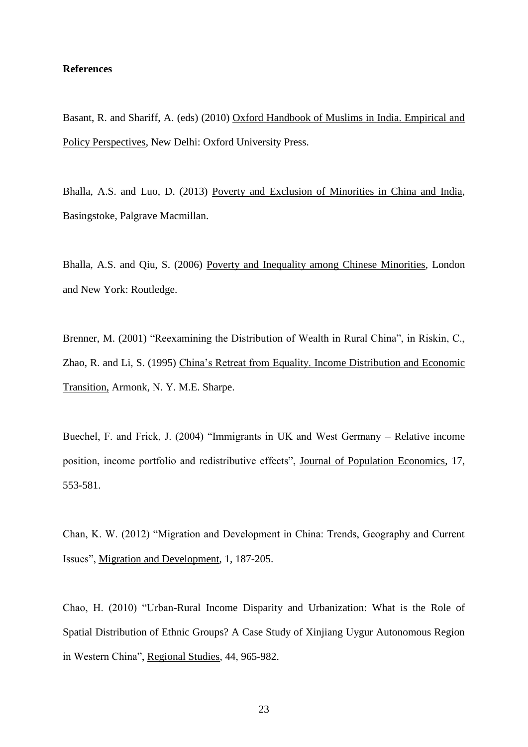**References**

Basant, R. and Shariff, A. (eds) (2010) Oxford Handbook of Muslims in India. Empirical and Policy Perspectives, New Delhi: Oxford University Press.

Bhalla, A.S. and Luo, D. (2013) Poverty and Exclusion of Minorities in China and India, Basingstoke, Palgrave Macmillan.

Bhalla, A.S. and Qiu, S. (2006) Poverty and Inequality among Chinese Minorities, London and New York: Routledge.

Brenner, M. (2001) "Reexamining the Distribution of Wealth in Rural China", in Riskin, C., Zhao, R. and Li, S. (1995) China's Retreat from Equality. Income Distribution and Economic Transition, Armonk, N. Y. M.E. Sharpe.

Buechel, F. and Frick, J. (2004) "Immigrants in UK and West Germany – Relative income position, income portfolio and redistributive effects", Journal of Population Economics, 17, 553-581.

Chan, K. W. (2012) "Migration and Development in China: Trends, Geography and Current Issues", Migration and Development, 1, 187-205.

Chao, H. (2010) "Urban-Rural Income Disparity and Urbanization: What is the Role of Spatial Distribution of Ethnic Groups? A Case Study of Xinjiang Uygur Autonomous Region in Western China", Regional Studies, 44, 965-982.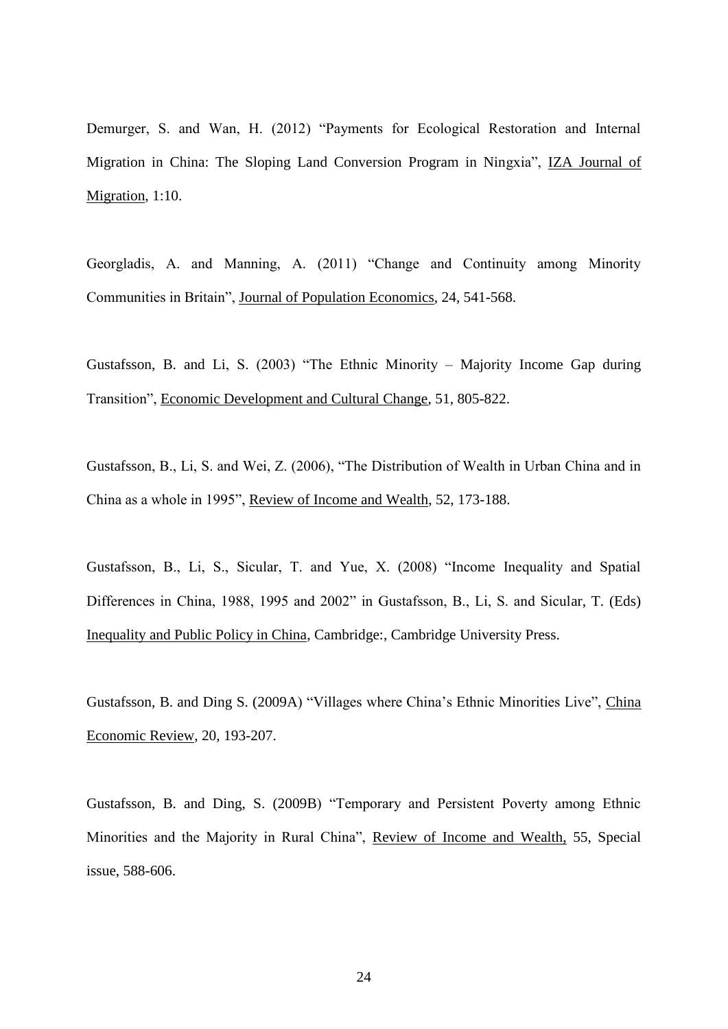Demurger, S. and Wan, H. (2012) “Payments for Ecological Restoration and Internal Migration in China: The Sloping Land Conversion Program in Ningxia”, IZA Journal of Migration, 1:10.

Georgladis, A. and Manning, A. (2011) “Change and Continuity among Minority Communities in Britain”, Journal of Population Economics, 24, 541-568.

Gustafsson, B. and Li, S. (2003) “The Ethnic Minority – Majority Income Gap during Transition”, Economic Development and Cultural Change, 51, 805-822.

Gustafsson, B., Li, S. and Wei, Z. (2006), “The Distribution of Wealth in Urban China and in China as a whole in 1995”, Review of Income and Wealth, 52, 173-188.

Gustafsson, B., Li, S., Sicular, T. and Yue, X. (2008) “Income Inequality and Spatial Differences in China, 1988, 1995 and 2002” in Gustafsson, B., Li, S. and Sicular, T. (Eds) Inequality and Public Policy in China, Cambridge:, Cambridge University Press.

Gustafsson, B. and Ding S. (2009A) “Villages where China’s Ethnic Minorities Live”, China Economic Review, 20, 193-207.

Gustafsson, B. and Ding, S. (2009B) “Temporary and Persistent Poverty among Ethnic Minorities and the Majority in Rural China”, Review of Income and Wealth, 55, Special issue, 588-606.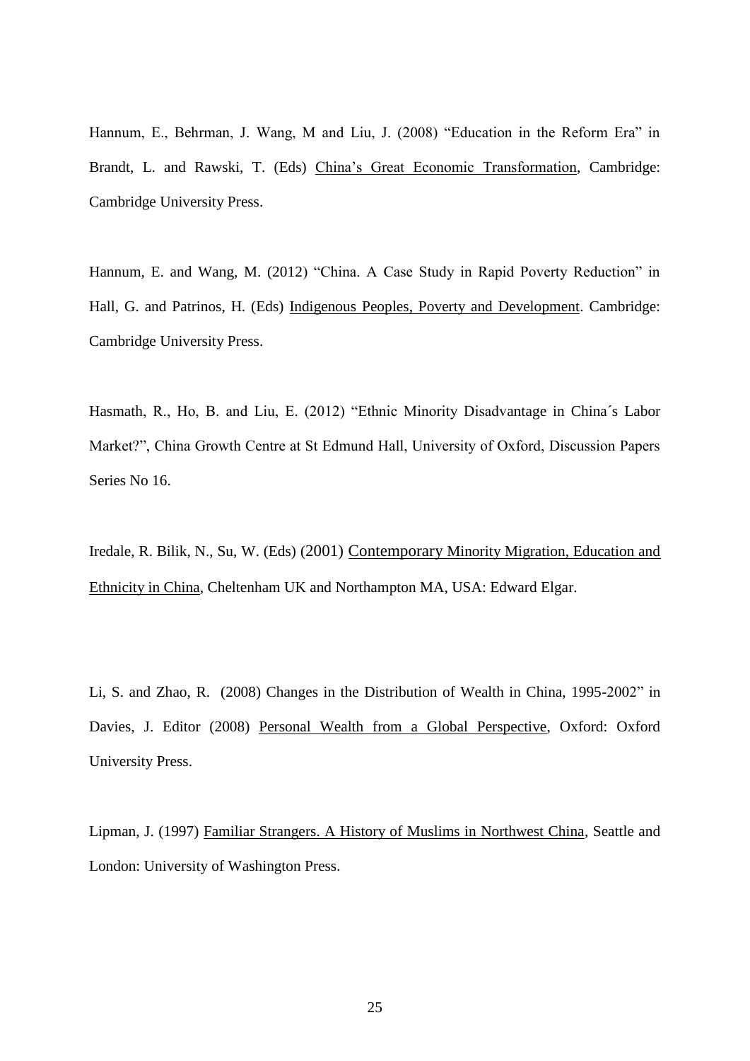Hannum, E., Behrman, J. Wang, M and Liu, J. (2008) "Education in the Reform Era" in Brandt, L. and Rawski, T. (Eds) <u>China's Great Economic Transformation</u>, Cambridge: Cambridge University Press.

Hannum, E. and Wang, M. (2012) "China. A Case Study in Rapid Poverty Reduction" in Hall, G. and Patrinos, H. (Eds) <u>Indigenous Peoples, Poverty and Development</u>. Cambridge: Cambridge University Press.

Hasmath, R., Ho, B. and Liu, E. (2012) "Ethnic Minority Disadvantage in China´s Labor Market?", China Growth Centre at St Edmund Hall, University of Oxford, Discussion Papers Series No 16.

Iredale, R. Bilik, N., Su, W. (Eds) (2001) <u>Contemporary Minority Migration, Education and Ethnicity in China</u>, Cheltenham UK and Northampton MA, USA: Edward Elgar.

Li, S. and Zhao, R. (2008) Changes in the Distribution of Wealth in China, 1995-2002" in Davies, J. Editor (2008) <u>Personal Wealth from a Global Perspective</u>, Oxford: Oxford University Press.

Lipman, J. (1997) <u>Familiar Strangers. A History of Muslims in Northwest China</u>, Seattle and London: University of Washington Press.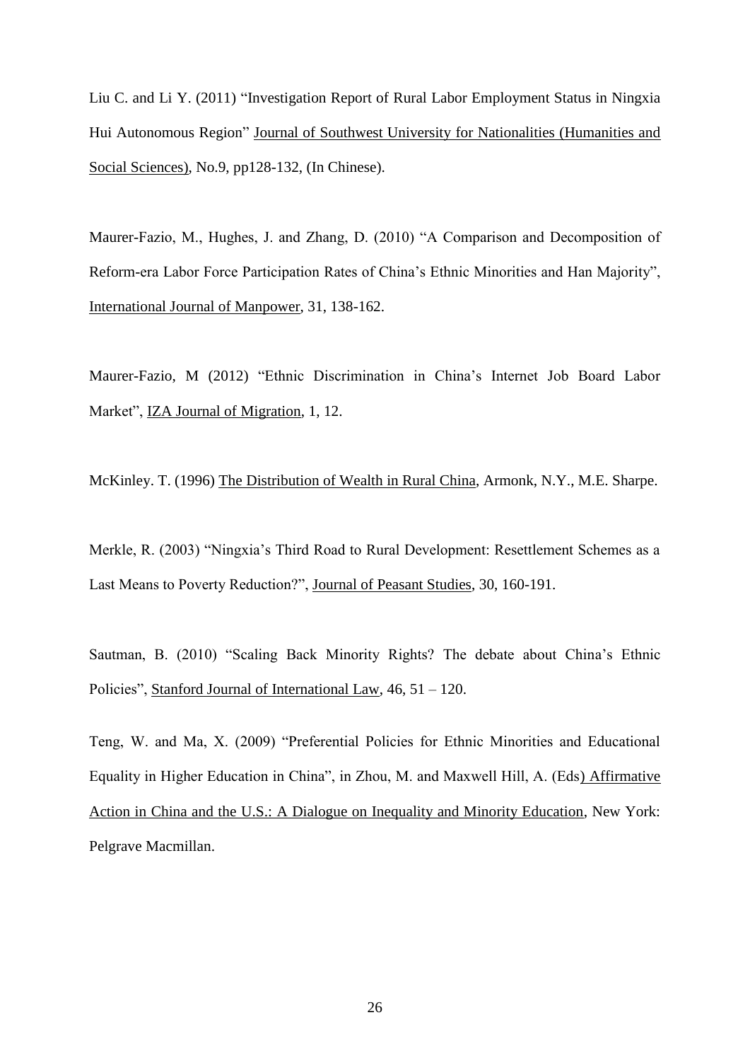Liu C. and Li Y. (2011) "Investigation Report of Rural Labor Employment Status in Ningxia Hui Autonomous Region" Journal of Southwest University for Nationalities (Humanities and Social Sciences), No.9, pp128-132, (In Chinese).

Maurer-Fazio, M., Hughes, J. and Zhang, D. (2010) "A Comparison and Decomposition of Reform-era Labor Force Participation Rates of China's Ethnic Minorities and Han Majority", International Journal of Manpower, 31, 138-162.

Maurer-Fazio, M (2012) "Ethnic Discrimination in China's Internet Job Board Labor Market", IZA Journal of Migration, 1, 12.

McKinley. T. (1996) The Distribution of Wealth in Rural China, Armonk, N.Y., M.E. Sharpe.

Merkle, R. (2003) "Ningxia's Third Road to Rural Development: Resettlement Schemes as a Last Means to Poverty Reduction?", Journal of Peasant Studies, 30, 160-191.

Sautman, B. (2010) "Scaling Back Minority Rights? The debate about China's Ethnic Policies", Stanford Journal of International Law, 46, 51 – 120.

Teng, W. and Ma, X. (2009) "Preferential Policies for Ethnic Minorities and Educational Equality in Higher Education in China", in Zhou, M. and Maxwell Hill, A. (Eds) Affirmative Action in China and the U.S.: A Dialogue on Inequality and Minority Education, New York: Pelgrave Macmillan.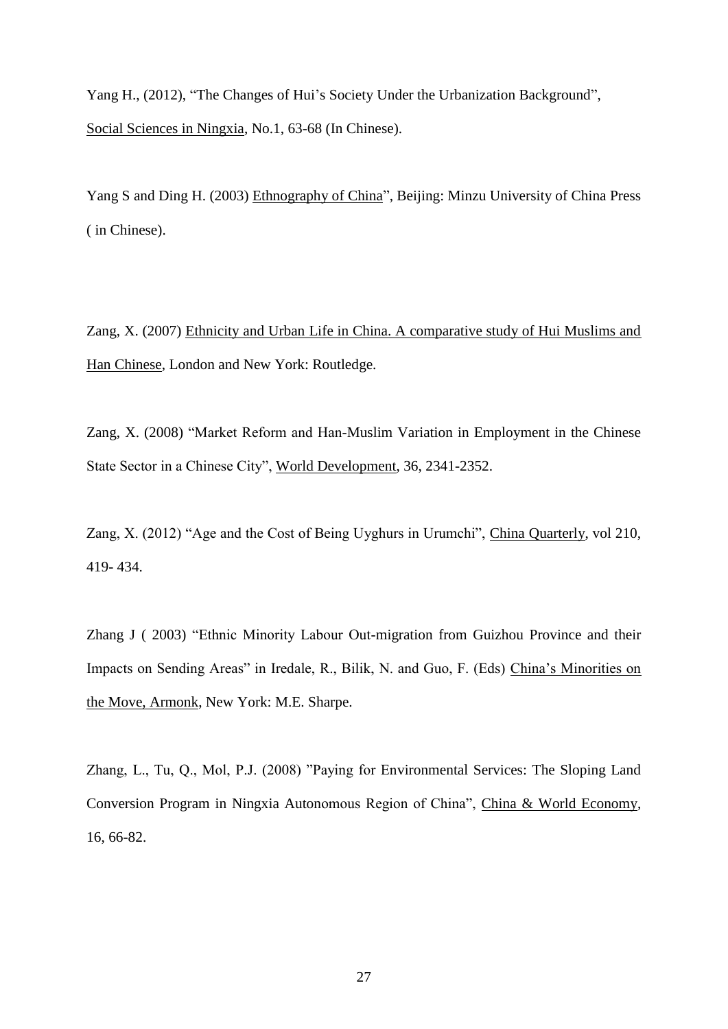Yang H., (2012), "The Changes of Hui's Society Under the Urbanization Background", Social Sciences in Ningxia, No.1, 63-68 (In Chinese).

Yang S and Ding H. (2003) Ethnography of China", Beijing: Minzu University of China Press ( in Chinese).

Zang, X. (2007) Ethnicity and Urban Life in China. A comparative study of Hui Muslims and Han Chinese, London and New York: Routledge.

Zang, X. (2008) "Market Reform and Han-Muslim Variation in Employment in the Chinese State Sector in a Chinese City", World Development, 36, 2341-2352.

Zang, X. (2012) "Age and the Cost of Being Uyghurs in Urumchi", China Quarterly, vol 210, 419- 434.

Zhang J ( 2003) "Ethnic Minority Labour Out-migration from Guizhou Province and their Impacts on Sending Areas" in Iredale, R., Bilik, N. and Guo, F. (Eds) China's Minorities on the Move, Armonk, New York: M.E. Sharpe.

Zhang, L., Tu, Q., Mol, P.J. (2008) "Paying for Environmental Services: The Sloping Land Conversion Program in Ningxia Autonomous Region of China", China & World Economy, 16, 66-82.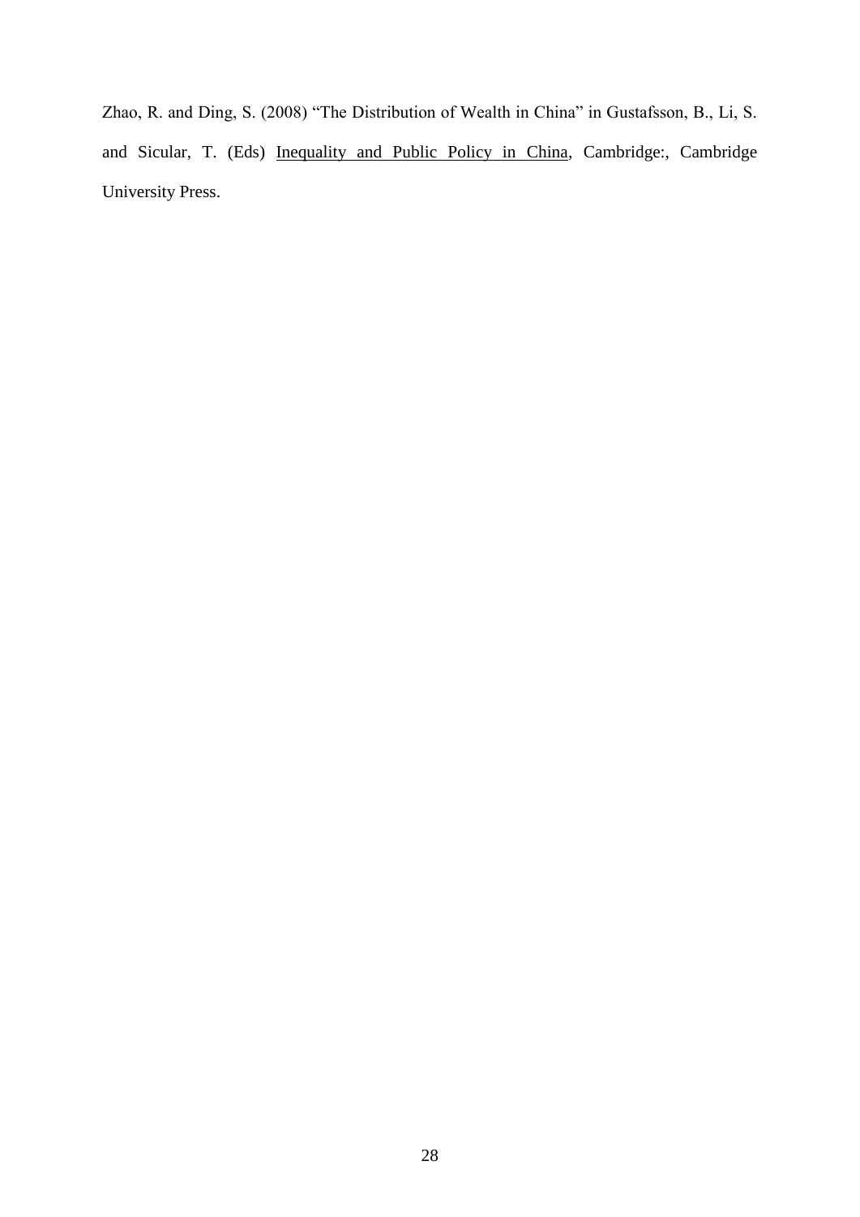Zhao, R. and Ding, S. (2008) “The Distribution of Wealth in China” in Gustafsson, B., Li, S. and Sicular, T. (Eds) <u>Inequality and Public Policy in China</u>, Cambridge:, Cambridge University Press.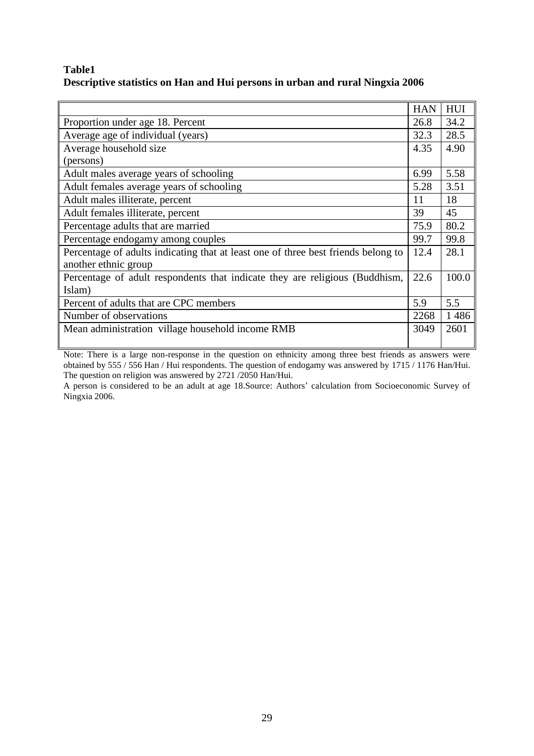**Table1**
**Descriptive statistics on Han and Hui persons in urban and rural Ningxia 2006**

| | HAN | HUI |
|---|---|---|
| Proportion under age 18. Percent | 26.8 | 34.2 |
| Average age of individual (years) | 32.3 | 28.5 |
| Average household size (persons) | 4.35 | 4.90 |
| Adult males average years of schooling | 6.99 | 5.58 |
| Adult females average years of schooling | 5.28 | 3.51 |
| Adult males illiterate, percent | 11 | 18 |
| Adult females illiterate, percent | 39 | 45 |
| Percentage adults that are married | 75.9 | 80.2 |
| Percentage endogamy among couples | 99.7 | 99.8 |
| Percentage of adults indicating that at least one of three best friends belong to another ethnic group | 12.4 | 28.1 |
| Percentage of adult respondents that indicate they are religious (Buddhism, Islam) | 22.6 | 100.0 |
| Percent of adults that are CPC members | 5.9 | 5.5 |
| Number of observations | 2268 | 1 486 |
| Mean administration village household income RMB | 3049 | 2601 |

Note: There is a large non-response in the question on ethnicity among three best friends as answers were obtained by 555 / 556 Han / Hui respondents. The question of endogamy was answered by 1715 / 1176 Han/Hui. The question on religion was answered by 2721 /2050 Han/Hui.

A person is considered to be an adult at age 18.Source: Authors' calculation from Socioeconomic Survey of Ningxia 2006.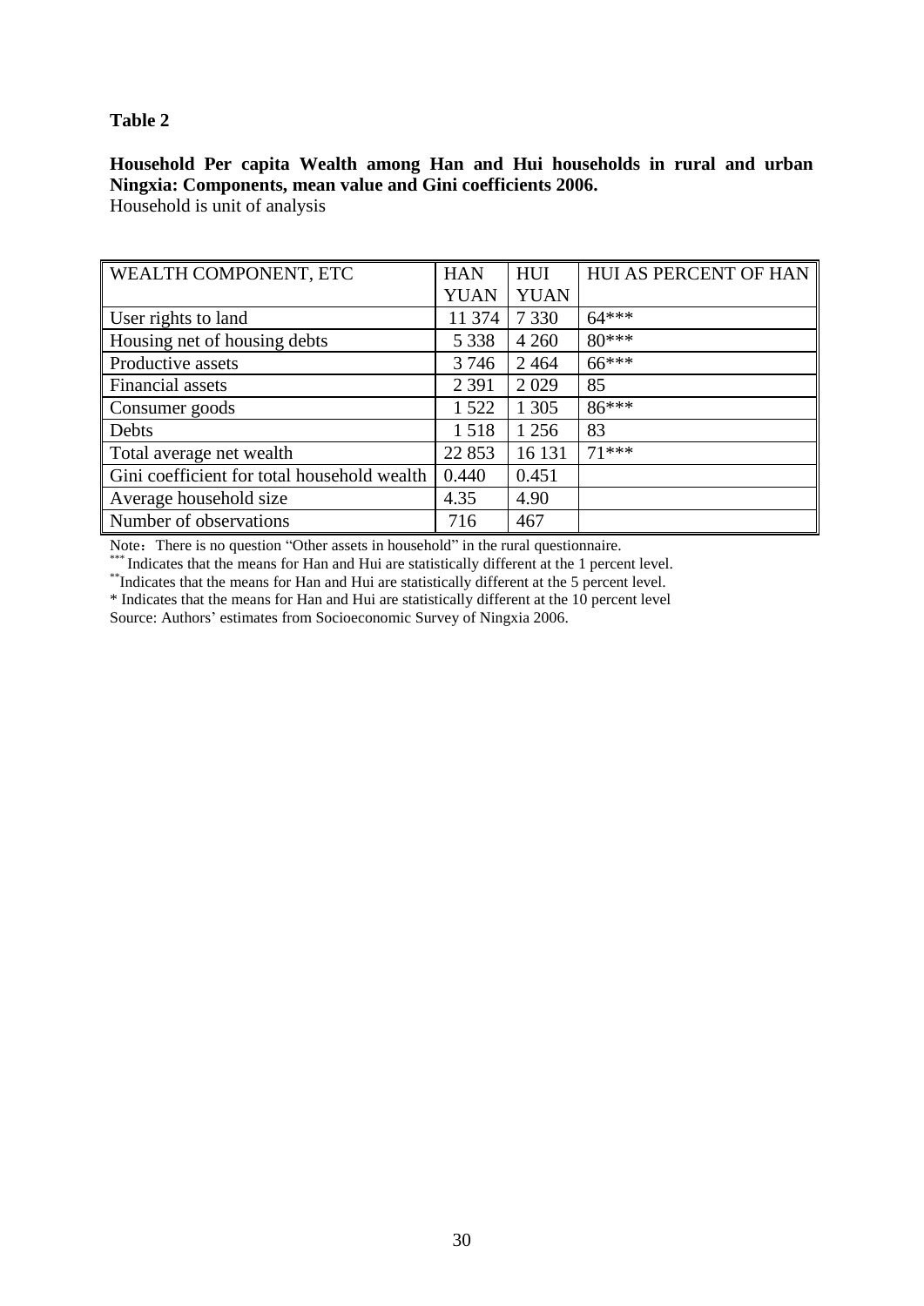**Table 2**

**Household Per capita Wealth among Han and Hui households in rural and urban Ningxia: Components, mean value and Gini coefficients 2006.**
Household is unit of analysis

| WEALTH COMPONENT, ETC | HAN YUAN | HUI YUAN | HUI AS PERCENT OF HAN |
|---|---|---|---|
| User rights to land | 11 374 | 7 330 | 64*** |
| Housing net of housing debts | 5 338 | 4 260 | 80*** |
| Productive assets | 3 746 | 2 464 | 66*** |
| Financial assets | 2 391 | 2 029 | 85 |
| Consumer goods | 1 522 | 1 305 | 86*** |
| Debts | 1 518 | 1 256 | 83 |
| Total average net wealth | 22 853 | 16 131 | 71*** |
| Gini coefficient for total household wealth | 0.440 | 0.451 | |
| Average household size | 4.35 | 4.90 | |
| Number of observations | 716 | 467 | |

Note：There is no question "Other assets in household" in the rural questionnaire.

*** Indicates that the means for Han and Hui are statistically different at the 1 percent level.

** Indicates that the means for Han and Hui are statistically different at the 5 percent level.

* Indicates that the means for Han and Hui are statistically different at the 10 percent level

Source: Authors' estimates from Socioeconomic Survey of Ningxia 2006.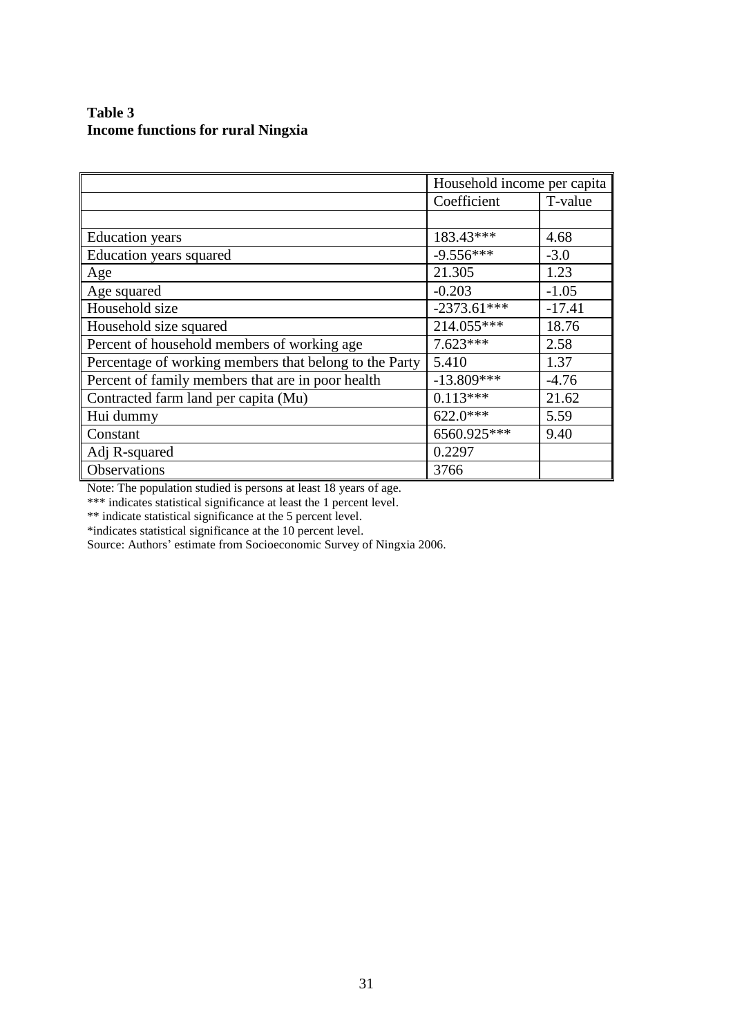**Table 3**
**Income functions for rural Ningxia**

| | Household income per capita | |
|---|---|---|
| | Coefficient | T-value |
| | | |
| Education years | 183.43*** | 4.68 |
| Education years squared | -9.556*** | -3.0 |
| Age | 21.305 | 1.23 |
| Age squared | -0.203 | -1.05 |
| Household size | -2373.61*** | -17.41 |
| Household size squared | 214.055*** | 18.76 |
| Percent of household members of working age | 7.623*** | 2.58 |
| Percentage of working members that belong to the Party | 5.410 | 1.37 |
| Percent of family members that are in poor health | -13.809*** | -4.76 |
| Contracted farm land per capita (Mu) | 0.113*** | 21.62 |
| Hui dummy | 622.0*** | 5.59 |
| Constant | 6560.925*** | 9.40 |
| Adj R-squared | 0.2297 | |
| Observations | 3766 | |

Note: The population studied is persons at least 18 years of age.
*** indicates statistical significance at least the 1 percent level.
** indicate statistical significance at the 5 percent level.
*indicates statistical significance at the 10 percent level.
Source: Authors' estimate from Socioeconomic Survey of Ningxia 2006.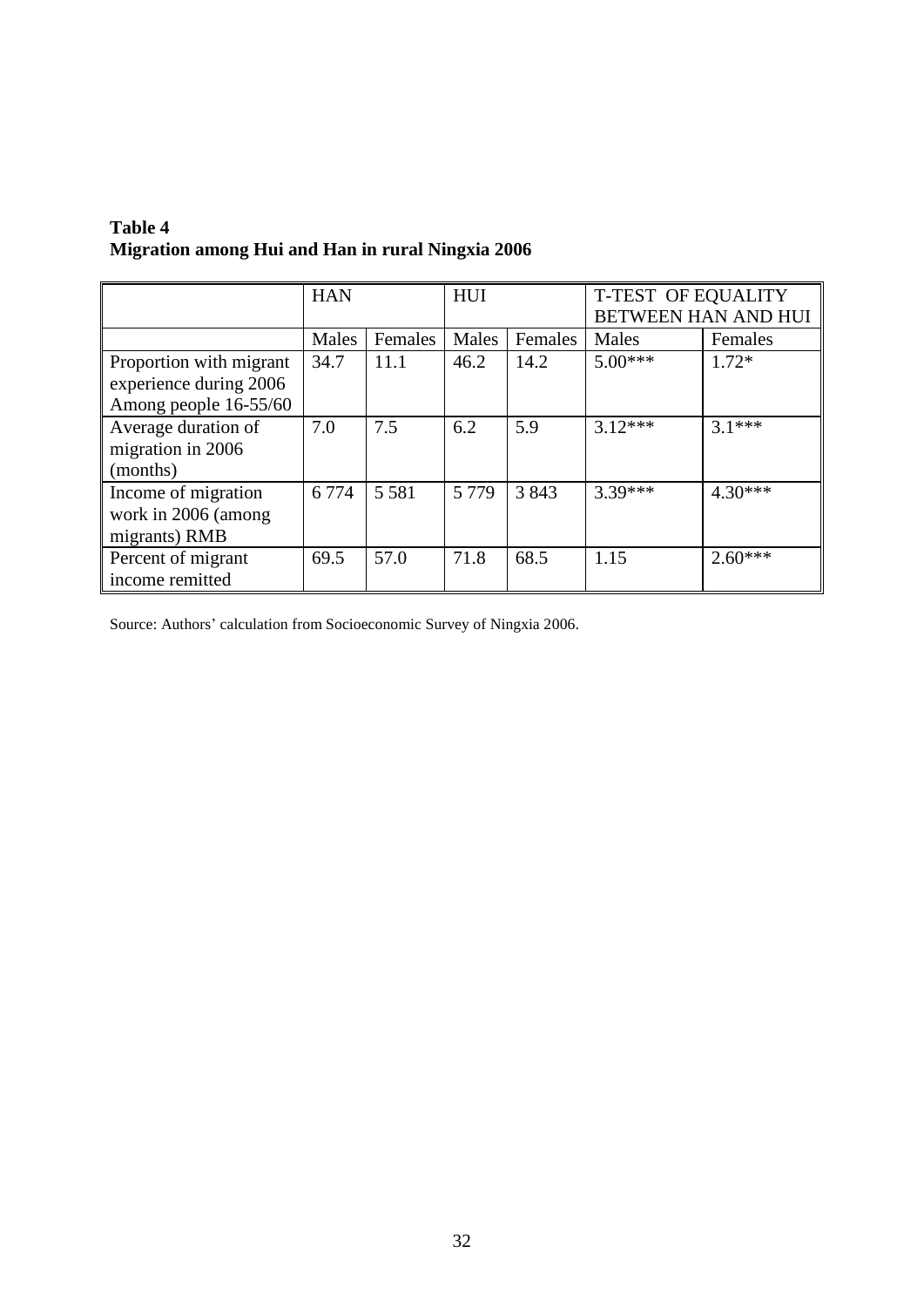**Table 4**
**Migration among Hui and Han in rural Ningxia 2006**

| | HAN | | HUI | | T-TEST OF EQUALITY BETWEEN HAN AND HUI | |
|---|---|---|---|---|---|---|
| | Males | Females | Males | Females | Males | Females |
| Proportion with migrant experience during 2006 Among people 16-55/60 | 34.7 | 11.1 | 46.2 | 14.2 | 5.00*** | 1.72* |
| Average duration of migration in 2006 (months) | 7.0 | 7.5 | 6.2 | 5.9 | 3.12*** | 3.1*** |
| Income of migration work in 2006 (among migrants) RMB | 6 774 | 5 581 | 5 779 | 3 843 | 3.39*** | 4.30*** |
| Percent of migrant income remitted | 69.5 | 57.0 | 71.8 | 68.5 | 1.15 | 2.60*** |

Source: Authors' calculation from Socioeconomic Survey of Ningxia 2006.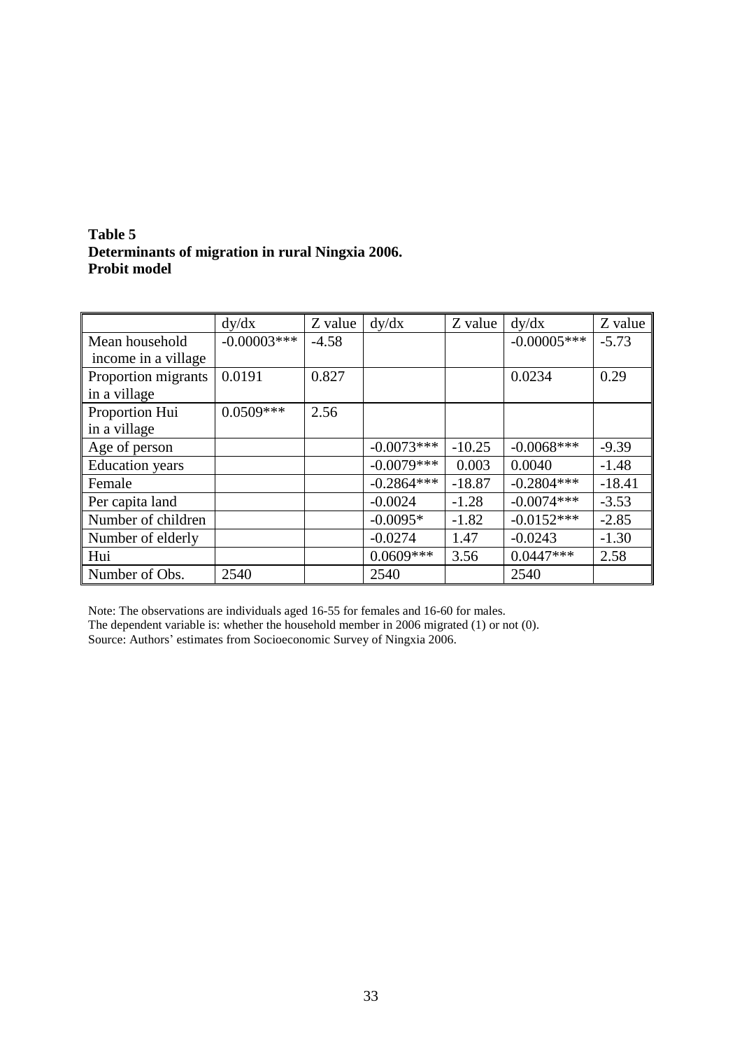**Table 5**
**Determinants of migration in rural Ningxia 2006.**
**Probit model**

| | dy/dx | Z value | dy/dx | Z value | dy/dx | Z value |
|---|---|---|---|---|---|---|
| Mean household income in a village | -0.00003*** | -4.58 | | | -0.00005*** | -5.73 |
| Proportion migrants in a village | 0.0191 | 0.827 | | | 0.0234 | 0.29 |
| Proportion Hui in a village | 0.0509*** | 2.56 | | | | |
| Age of person | | | -0.0073*** | -10.25 | -0.0068*** | -9.39 |
| Education years | | | -0.0079*** | 0.003 | 0.0040 | -1.48 |
| Female | | | -0.2864*** | -18.87 | -0.2804*** | -18.41 |
| Per capita land | | | -0.0024 | -1.28 | -0.0074*** | -3.53 |
| Number of children | | | -0.0095* | -1.82 | -0.0152*** | -2.85 |
| Number of elderly | | | -0.0274 | 1.47 | -0.0243 | -1.30 |
| Hui | | | 0.0609*** | 3.56 | 0.0447*** | 2.58 |
| Number of Obs. | 2540 | | 2540 | | 2540 | |

Note: The observations are individuals aged 16-55 for females and 16-60 for males.
The dependent variable is: whether the household member in 2006 migrated (1) or not (0).
Source: Authors' estimates from Socioeconomic Survey of Ningxia 2006.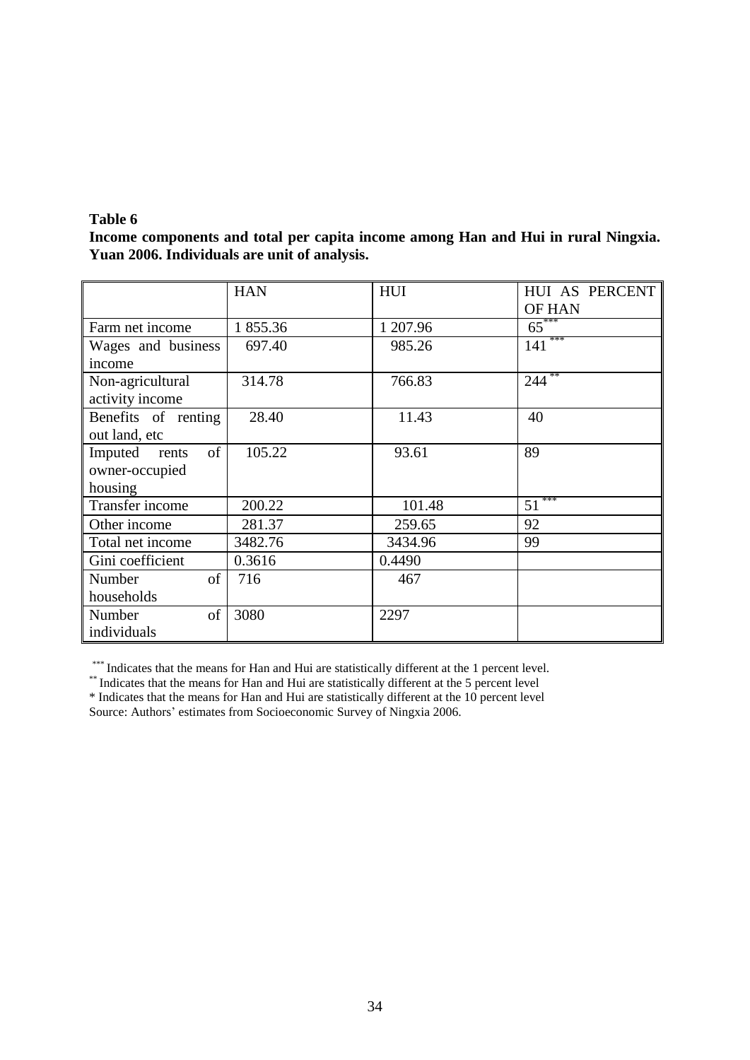**Table 6**

**Income components and total per capita income among Han and Hui in rural Ningxia. Yuan 2006. Individuals are unit of analysis.**

| | HAN | HUI | HUI AS PERCENT OF HAN |
|---|---|---|---|
| Farm net income | 1 855.36 | 1 207.96 | 65*** |
| Wages and business income | 697.40 | 985.26 | 141*** |
| Non-agricultural activity income | 314.78 | 766.83 | 244** |
| Benefits of renting out land, etc | 28.40 | 11.43 | 40 |
| Imputed rents of owner-occupied housing | 105.22 | 93.61 | 89 |
| Transfer income | 200.22 | 101.48 | 51*** |
| Other income | 281.37 | 259.65 | 92 |
| Total net income | 3482.76 | 3434.96 | 99 |
| Gini coefficient | 0.3616 | 0.4490 | |
| Number of households | 716 | 467 | |
| Number of individuals | 3080 | 2297 | |

*** Indicates that the means for Han and Hui are statistically different at the 1 percent level.
** Indicates that the means for Han and Hui are statistically different at the 5 percent level
* Indicates that the means for Han and Hui are statistically different at the 10 percent level
Source: Authors' estimates from Socioeconomic Survey of Ningxia 2006.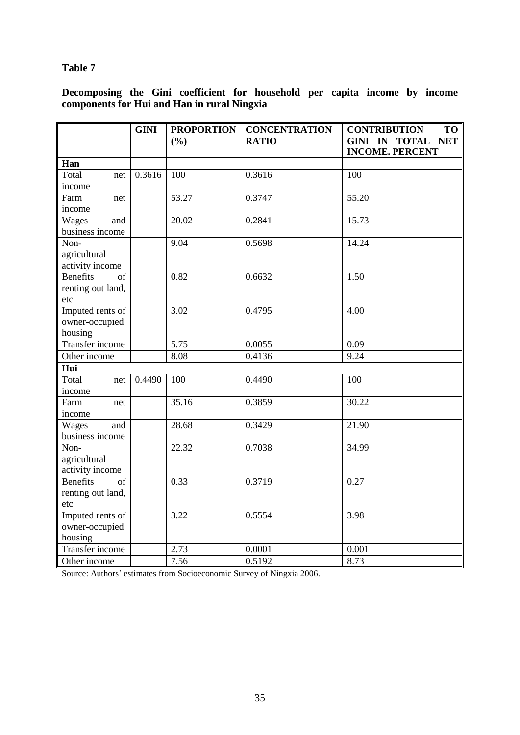**Table 7**

**Decomposing the Gini coefficient for household per capita income by income components for Hui and Han in rural Ningxia**

| | GINI | PROPORTION (%) | CONCENTRATION RATIO | CONTRIBUTION TO GINI IN TOTAL NET INCOME. PERCENT |
|---|---|---|---|---|
| **Han** | | | | |
| Total net income | 0.3616 | 100 | 0.3616 | 100 |
| Farm net income | | 53.27 | 0.3747 | 55.20 |
| Wages and business income | | 20.02 | 0.2841 | 15.73 |
| Non-agricultural activity income | | 9.04 | 0.5698 | 14.24 |
| Benefits of renting out land, etc | | 0.82 | 0.6632 | 1.50 |
| Imputed rents of owner-occupied housing | | 3.02 | 0.4795 | 4.00 |
| Transfer income | | 5.75 | 0.0055 | 0.09 |
| Other income | | 8.08 | 0.4136 | 9.24 |
| **Hui** | | | | |
| Total net income | 0.4490 | 100 | 0.4490 | 100 |
| Farm net income | | 35.16 | 0.3859 | 30.22 |
| Wages and business income | | 28.68 | 0.3429 | 21.90 |
| Non-agricultural activity income | | 22.32 | 0.7038 | 34.99 |
| Benefits of renting out land, etc | | 0.33 | 0.3719 | 0.27 |
| Imputed rents of owner-occupied housing | | 3.22 | 0.5554 | 3.98 |
| Transfer income | | 2.73 | 0.0001 | 0.001 |
| Other income | | 7.56 | 0.5192 | 8.73 |

Source: Authors' estimates from Socioeconomic Survey of Ningxia 2006.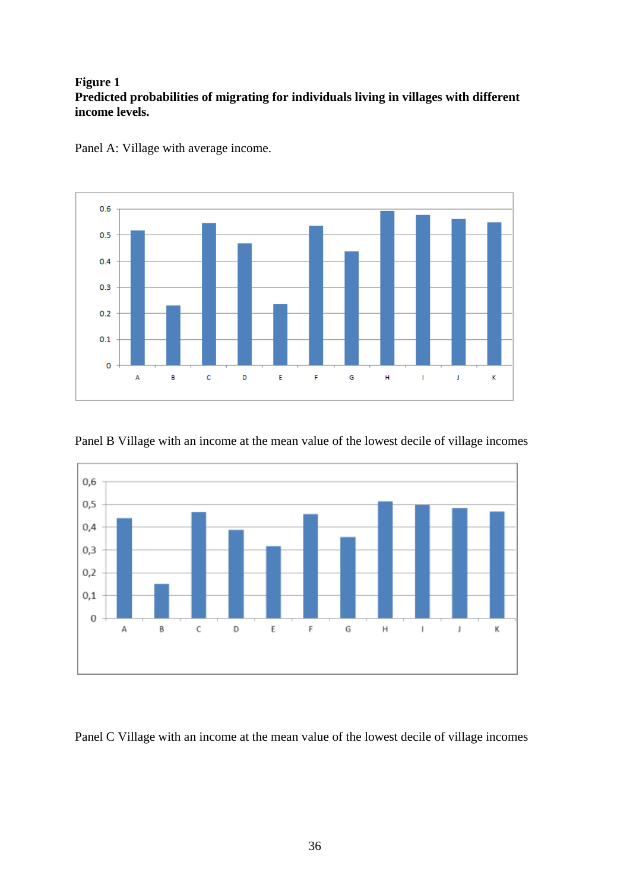**Figure 1**
**Predicted probabilities of migrating for individuals living in villages with different income levels.**

Panel A: Village with average income.

Panel B Village with an income at the mean value of the lowest decile of village incomes

Panel C Village with an income at the mean value of the lowest decile of village incomes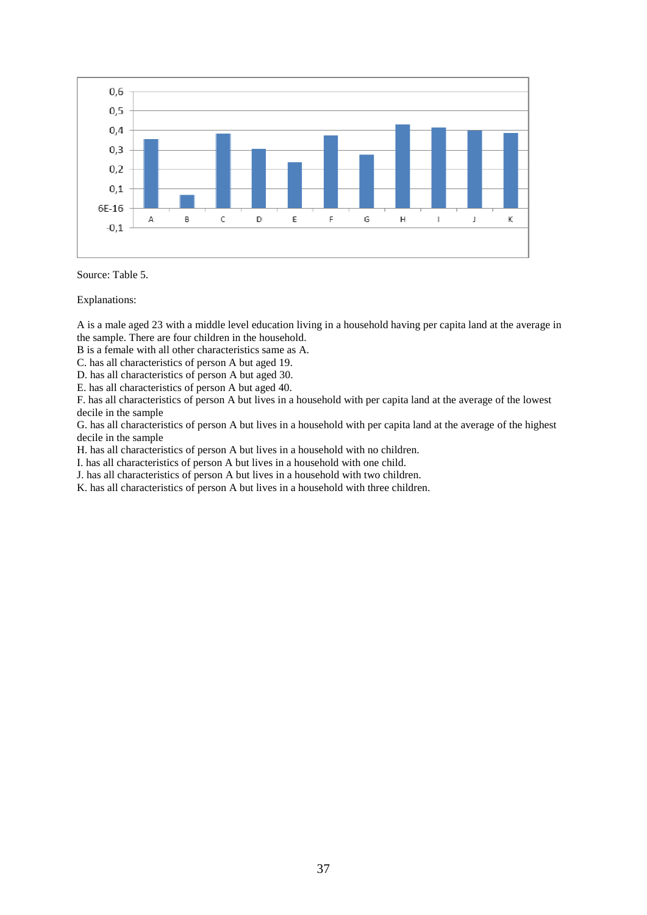Source: Table 5.

Explanations:

A is a male aged 23 with a middle level education living in a household having per capita land at the average in the sample. There are four children in the household.
B is a female with all other characteristics same as A.
C. has all characteristics of person A but aged 19.
D. has all characteristics of person A but aged 30.
E. has all characteristics of person A but aged 40.
F. has all characteristics of person A but lives in a household with per capita land at the average of the lowest decile in the sample
G. has all characteristics of person A but lives in a household with per capita land at the average of the highest decile in the sample
H. has all characteristics of person A but lives in a household with no children.
I. has all characteristics of person A but lives in a household with one child.
J. has all characteristics of person A but lives in a household with two children.
K. has all characteristics of person A but lives in a household with three children.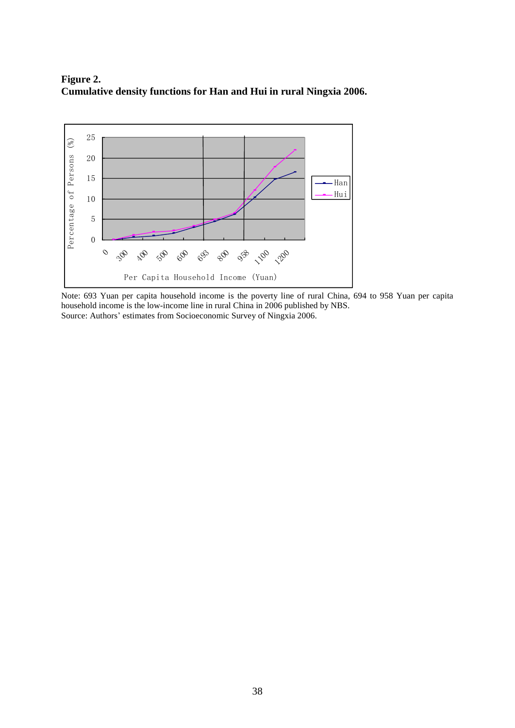**Figure 2.**
**Cumulative density functions for Han and Hui in rural Ningxia 2006.**

Percentage of Persons (%)

25
20
15
10
5
0

0 300 400 500 600 693 800 958 1100 1200

Per Capita Household Income (Yuan)

Han
Hui

Note: 693 Yuan per capita household income is the poverty line of rural China, 694 to 958 Yuan per capita household income is the low-income line in rural China in 2006 published by NBS.
Source: Authors' estimates from Socioeconomic Survey of Ningxia 2006.